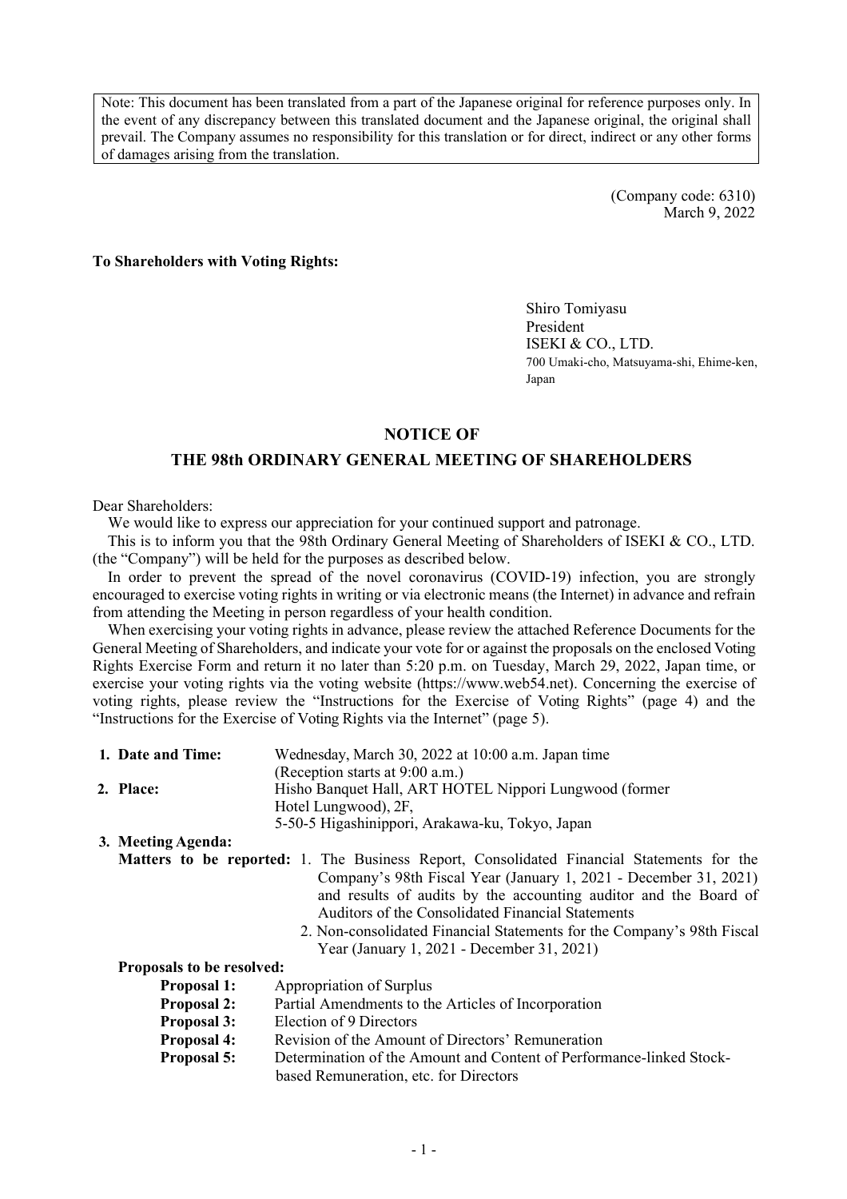Note: This document has been translated from a part of the Japanese original for reference purposes only. In the event of any discrepancy between this translated document and the Japanese original, the original shall prevail. The Company assumes no responsibility for this translation or for direct, indirect or any other forms of damages arising from the translation.

(Company code: 6310)
March 9, 2022

**To Shareholders with Voting Rights:**

Shiro Tomiyasu
President
ISEKI & CO., LTD.
700 Umaki-cho, Matsuyama-shi, Ehime-ken, Japan

## NOTICE OF
## THE 98th ORDINARY GENERAL MEETING OF SHAREHOLDERS

Dear Shareholders:

We would like to express our appreciation for your continued support and patronage.

This is to inform you that the 98th Ordinary General Meeting of Shareholders of ISEKI & CO., LTD. (the "Company") will be held for the purposes as described below.

In order to prevent the spread of the novel coronavirus (COVID-19) infection, you are strongly encouraged to exercise voting rights in writing or via electronic means (the Internet) in advance and refrain from attending the Meeting in person regardless of your health condition.

When exercising your voting rights in advance, please review the attached Reference Documents for the General Meeting of Shareholders, and indicate your vote for or against the proposals on the enclosed Voting Rights Exercise Form and return it no later than 5:20 p.m. on Tuesday, March 29, 2022, Japan time, or exercise your voting rights via the voting website (https://www.web54.net). Concerning the exercise of voting rights, please review the "Instructions for the Exercise of Voting Rights" (page 4) and the "Instructions for the Exercise of Voting Rights via the Internet" (page 5).

**1. Date and Time:** Wednesday, March 30, 2022 at 10:00 a.m. Japan time
(Reception starts at 9:00 a.m.)

**2. Place:** Hisho Banquet Hall, ART HOTEL Nippori Lungwood (former Hotel Lungwood), 2F,
5-50-5 Higashinippori, Arakawa-ku, Tokyo, Japan

**3. Meeting Agenda:**

**Matters to be reported:**
1. The Business Report, Consolidated Financial Statements for the Company's 98th Fiscal Year (January 1, 2021 - December 31, 2021) and results of audits by the accounting auditor and the Board of Auditors of the Consolidated Financial Statements
2. Non-consolidated Financial Statements for the Company's 98th Fiscal Year (January 1, 2021 - December 31, 2021)

**Proposals to be resolved:**

**Proposal 1:** Appropriation of Surplus
**Proposal 2:** Partial Amendments to the Articles of Incorporation
**Proposal 3:** Election of 9 Directors
**Proposal 4:** Revision of the Amount of Directors' Remuneration
**Proposal 5:** Determination of the Amount and Content of Performance-linked Stock-based Remuneration, etc. for Directors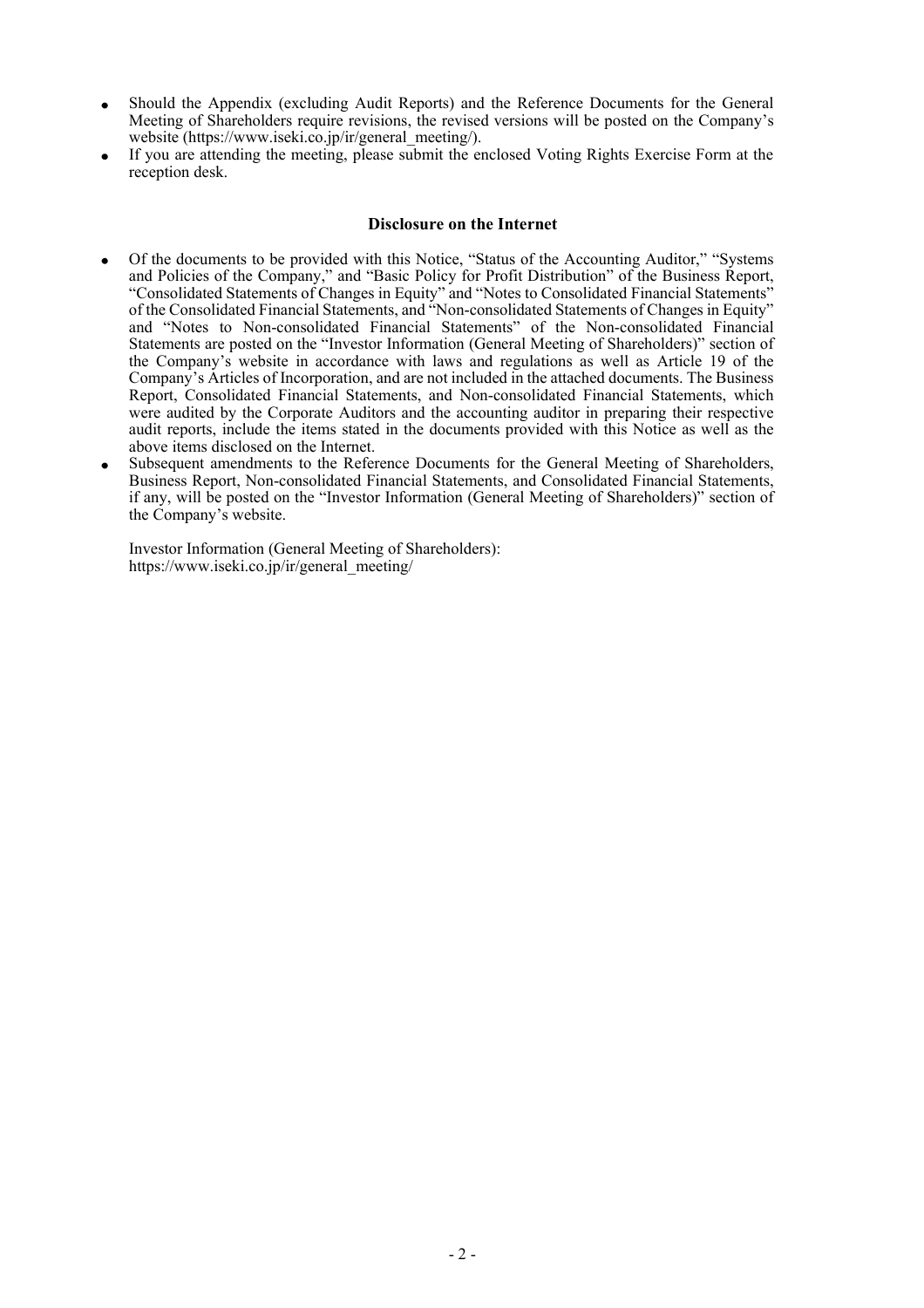- Should the Appendix (excluding Audit Reports) and the Reference Documents for the General Meeting of Shareholders require revisions, the revised versions will be posted on the Company's website (https://www.iseki.co.jp/ir/general_meeting/).
- If you are attending the meeting, please submit the enclosed Voting Rights Exercise Form at the reception desk.

**Disclosure on the Internet**

- Of the documents to be provided with this Notice, "Status of the Accounting Auditor," "Systems and Policies of the Company," and "Basic Policy for Profit Distribution" of the Business Report, "Consolidated Statements of Changes in Equity" and "Notes to Consolidated Financial Statements" of the Consolidated Financial Statements, and "Non-consolidated Statements of Changes in Equity" and "Notes to Non-consolidated Financial Statements" of the Non-consolidated Financial Statements are posted on the "Investor Information (General Meeting of Shareholders)" section of the Company's website in accordance with laws and regulations as well as Article 19 of the Company's Articles of Incorporation, and are not included in the attached documents. The Business Report, Consolidated Financial Statements, and Non-consolidated Financial Statements, which were audited by the Corporate Auditors and the accounting auditor in preparing their respective audit reports, include the items stated in the documents provided with this Notice as well as the above items disclosed on the Internet.
- Subsequent amendments to the Reference Documents for the General Meeting of Shareholders, Business Report, Non-consolidated Financial Statements, and Consolidated Financial Statements, if any, will be posted on the "Investor Information (General Meeting of Shareholders)" section of the Company's website.

  Investor Information (General Meeting of Shareholders):
  https://www.iseki.co.jp/ir/general_meeting/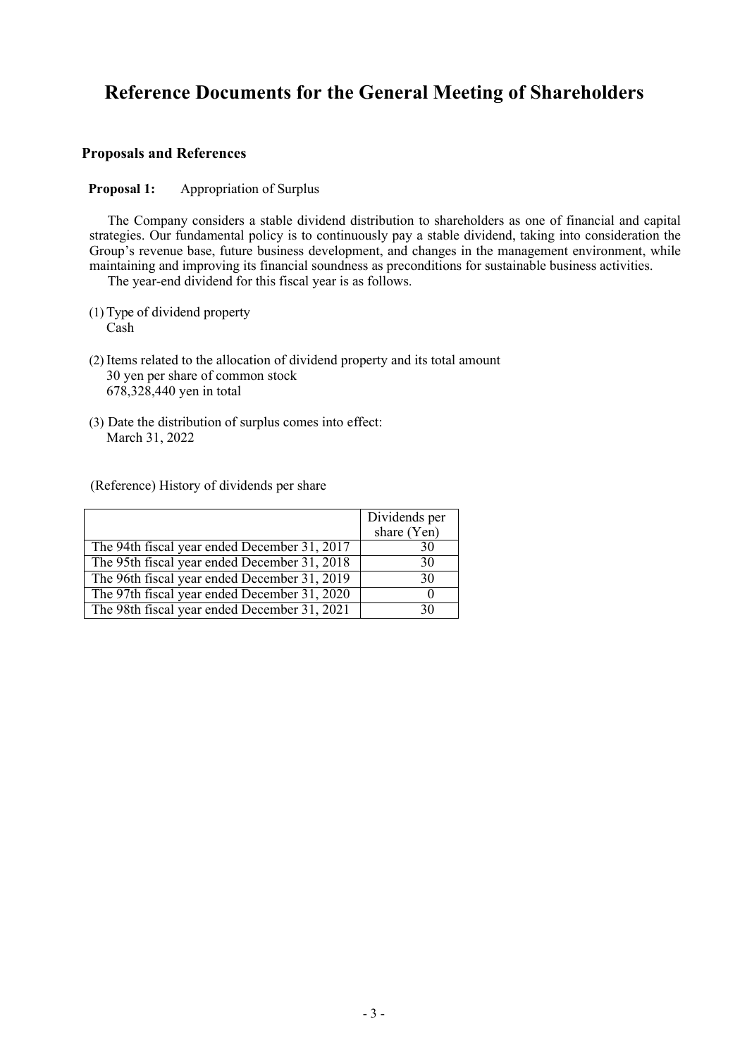# Reference Documents for the General Meeting of Shareholders

### Proposals and References

**Proposal 1:** Appropriation of Surplus

The Company considers a stable dividend distribution to shareholders as one of financial and capital strategies. Our fundamental policy is to continuously pay a stable dividend, taking into consideration the Group's revenue base, future business development, and changes in the management environment, while maintaining and improving its financial soundness as preconditions for sustainable business activities.

The year-end dividend for this fiscal year is as follows.

(1) Type of dividend property
Cash

(2) Items related to the allocation of dividend property and its total amount
30 yen per share of common stock
678,328,440 yen in total

(3) Date the distribution of surplus comes into effect:
March 31, 2022

(Reference) History of dividends per share

| | Dividends per share (Yen) |
|---|---|
| The 94th fiscal year ended December 31, 2017 | 30 |
| The 95th fiscal year ended December 31, 2018 | 30 |
| The 96th fiscal year ended December 31, 2019 | 30 |
| The 97th fiscal year ended December 31, 2020 | 0 |
| The 98th fiscal year ended December 31, 2021 | 30 |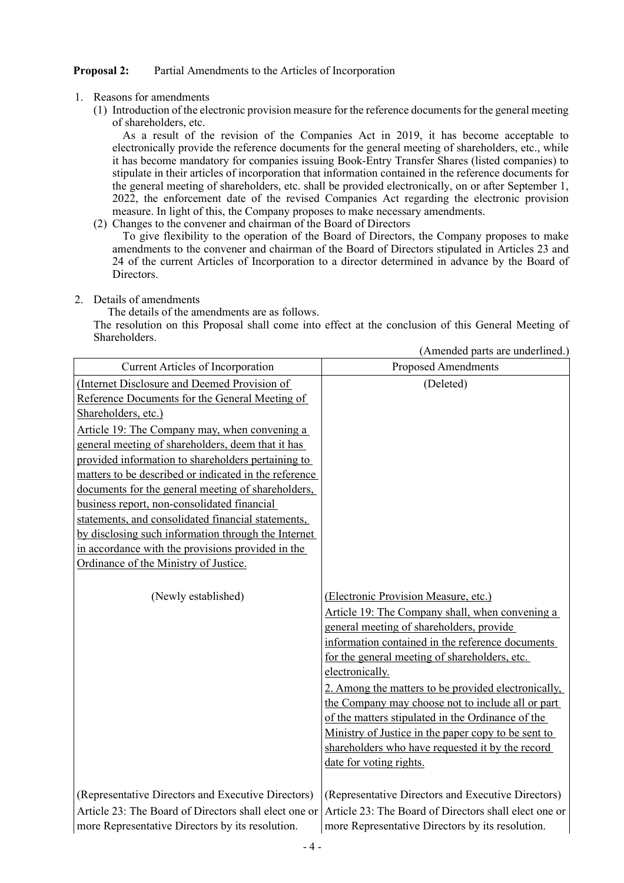**Proposal 2:** Partial Amendments to the Articles of Incorporation

1. Reasons for amendments
   (1) Introduction of the electronic provision measure for the reference documents for the general meeting of shareholders, etc.
   As a result of the revision of the Companies Act in 2019, it has become acceptable to electronically provide the reference documents for the general meeting of shareholders, etc., while it has become mandatory for companies issuing Book-Entry Transfer Shares (listed companies) to stipulate in their articles of incorporation that information contained in the reference documents for the general meeting of shareholders, etc. shall be provided electronically, on or after September 1, 2022, the enforcement date of the revised Companies Act regarding the electronic provision measure. In light of this, the Company proposes to make necessary amendments.
   (2) Changes to the convener and chairman of the Board of Directors
   To give flexibility to the operation of the Board of Directors, the Company proposes to make amendments to the convener and chairman of the Board of Directors stipulated in Articles 23 and 24 of the current Articles of Incorporation to a director determined in advance by the Board of Directors.

2. Details of amendments
   The details of the amendments are as follows.
   The resolution on this Proposal shall come into effect at the conclusion of this General Meeting of Shareholders.

(Amended parts are underlined.)

| Current Articles of Incorporation | Proposed Amendments |
|---|---|
| <u>(Internet Disclosure and Deemed Provision of Reference Documents for the General Meeting of Shareholders, etc.)</u><br><u>Article 19: The Company may, when convening a general meeting of shareholders, deem that it has provided information to shareholders pertaining to matters to be described or indicated in the reference documents for the general meeting of shareholders, business report, non-consolidated financial statements, and consolidated financial statements, by disclosing such information through the Internet in accordance with the provisions provided in the Ordinance of the Ministry of Justice.</u> | (Deleted) |
| (Newly established) | <u>(Electronic Provision Measure, etc.)</u><br><u>Article 19: The Company shall, when convening a general meeting of shareholders, provide information contained in the reference documents for the general meeting of shareholders, etc. electronically.</u><br><u>2. Among the matters to be provided electronically, the Company may choose not to include all or part of the matters stipulated in the Ordinance of the Ministry of Justice in the paper copy to be sent to shareholders who have requested it by the record date for voting rights.</u> |
| (Representative Directors and Executive Directors)<br>Article 23: The Board of Directors shall elect one or more Representative Directors by its resolution. | (Representative Directors and Executive Directors)<br>Article 23: The Board of Directors shall elect one or more Representative Directors by its resolution. |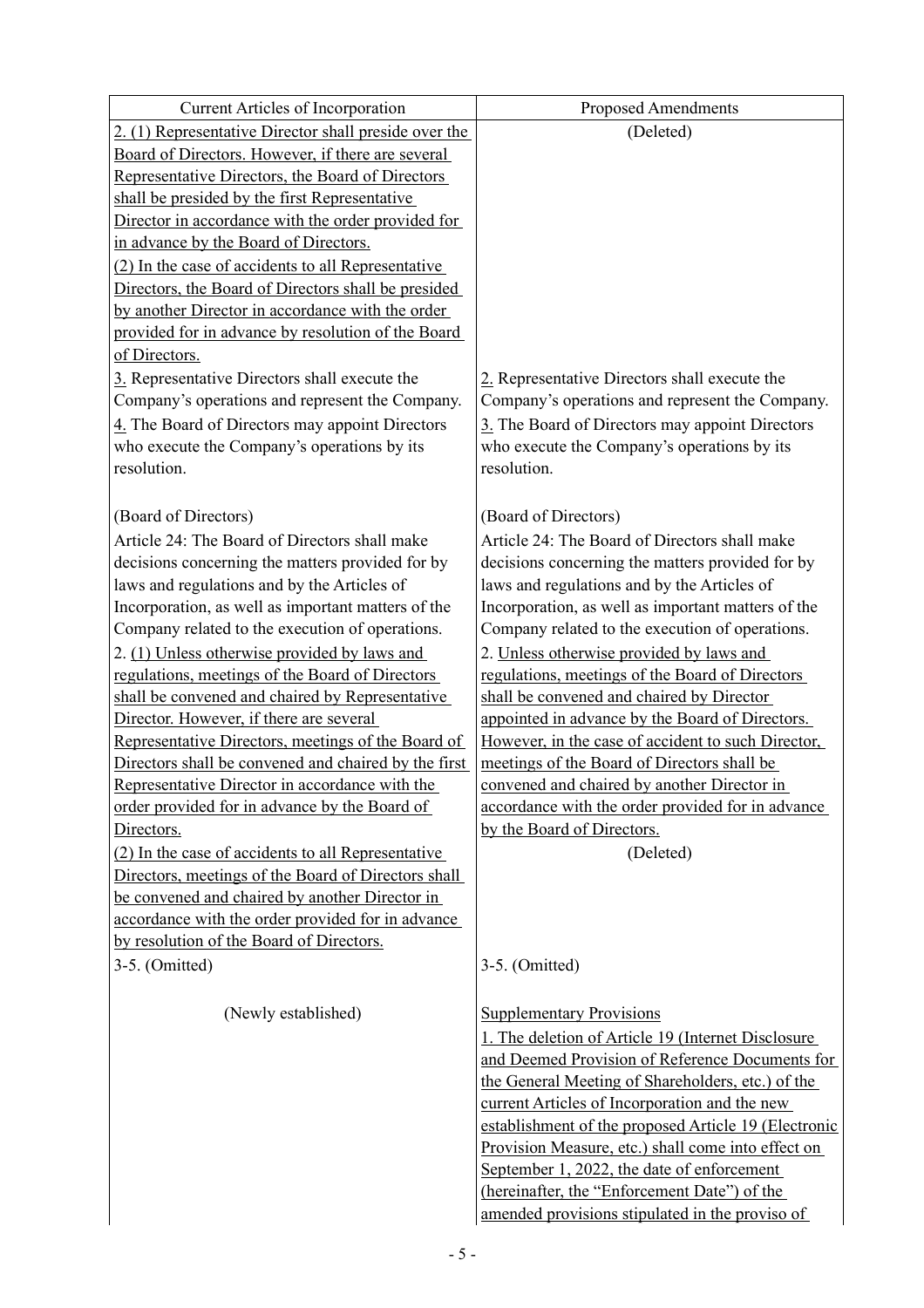| Current Articles of Incorporation | Proposed Amendments |
| --- | --- |
| 2. (1) Representative Director shall preside over the Board of Directors. However, if there are several Representative Directors, the Board of Directors shall be presided by the first Representative Director in accordance with the order provided for in advance by the Board of Directors.<br>(2) In the case of accidents to all Representative Directors, the Board of Directors shall be presided by another Director in accordance with the order provided for in advance by resolution of the Board of Directors. | (Deleted) |
| 3. Representative Directors shall execute the Company's operations and represent the Company. | 2. Representative Directors shall execute the Company's operations and represent the Company. |
| 4. The Board of Directors may appoint Directors who execute the Company's operations by its resolution. | 3. The Board of Directors may appoint Directors who execute the Company's operations by its resolution. |
| (Board of Directors)<br>Article 24: The Board of Directors shall make decisions concerning the matters provided for by laws and regulations and by the Articles of Incorporation, as well as important matters of the Company related to the execution of operations. | (Board of Directors)<br>Article 24: The Board of Directors shall make decisions concerning the matters provided for by laws and regulations and by the Articles of Incorporation, as well as important matters of the Company related to the execution of operations. |
| 2. (1) Unless otherwise provided by laws and regulations, meetings of the Board of Directors shall be convened and chaired by Representative Director. However, if there are several Representative Directors, meetings of the Board of Directors shall be convened and chaired by the first Representative Director in accordance with the order provided for in advance by the Board of Directors. | 2. Unless otherwise provided by laws and regulations, meetings of the Board of Directors shall be convened and chaired by Director appointed in advance by the Board of Directors. However, in the case of accident to such Director, meetings of the Board of Directors shall be convened and chaired by another Director in accordance with the order provided for in advance by the Board of Directors. |
| (2) In the case of accidents to all Representative Directors, meetings of the Board of Directors shall be convened and chaired by another Director in accordance with the order provided for in advance by resolution of the Board of Directors. | (Deleted) |
| 3-5. (Omitted) | 3-5. (Omitted) |
| (Newly established) | Supplementary Provisions<br>1. The deletion of Article 19 (Internet Disclosure and Deemed Provision of Reference Documents for the General Meeting of Shareholders, etc.) of the current Articles of Incorporation and the new establishment of the proposed Article 19 (Electronic Provision Measure, etc.) shall come into effect on September 1, 2022, the date of enforcement (hereinafter, the "Enforcement Date") of the amended provisions stipulated in the proviso of |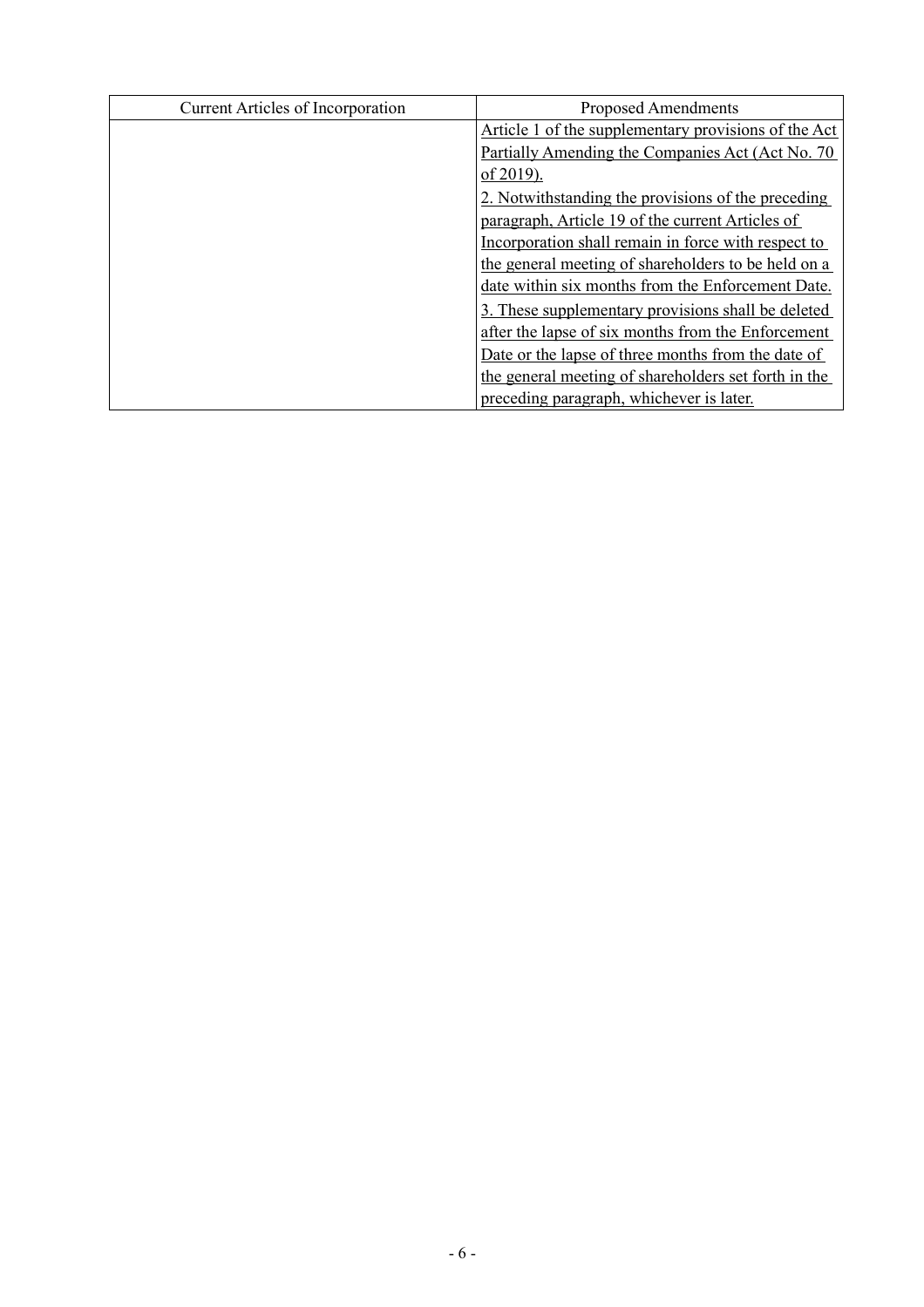| Current Articles of Incorporation | Proposed Amendments |
| --- | --- |
| | Article 1 of the supplementary provisions of the Act Partially Amending the Companies Act (Act No. 70 of 2019).<br>2. Notwithstanding the provisions of the preceding paragraph, Article 19 of the current Articles of Incorporation shall remain in force with respect to the general meeting of shareholders to be held on a date within six months from the Enforcement Date.<br>3. These supplementary provisions shall be deleted after the lapse of six months from the Enforcement Date or the lapse of three months from the date of the general meeting of shareholders set forth in the preceding paragraph, whichever is later. |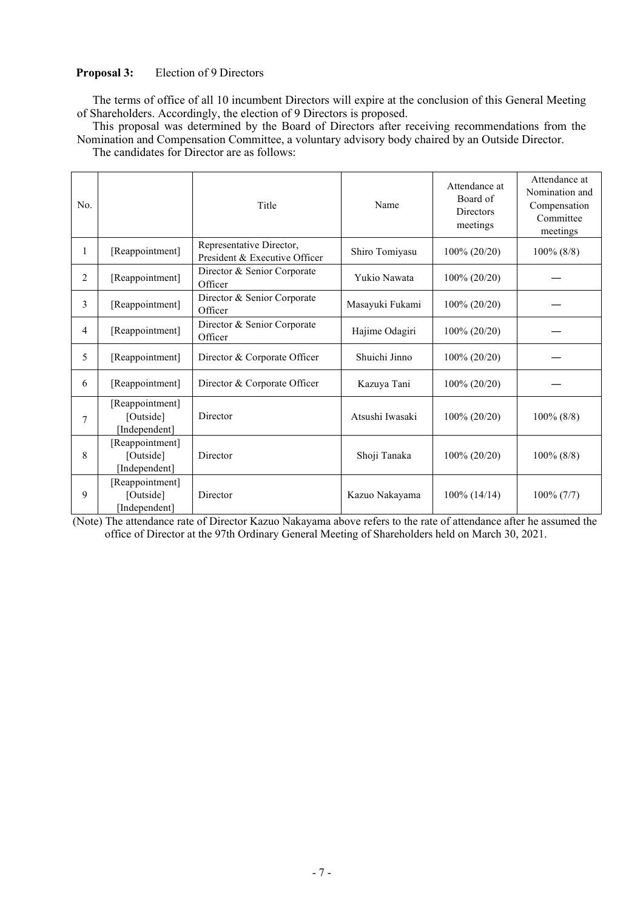**Proposal 3:** Election of 9 Directors

The terms of office of all 10 incumbent Directors will expire at the conclusion of this General Meeting of Shareholders. Accordingly, the election of 9 Directors is proposed.

This proposal was determined by the Board of Directors after receiving recommendations from the Nomination and Compensation Committee, a voluntary advisory body chaired by an Outside Director.

The candidates for Director are as follows:

| No. | | Title | Name | Attendance at Board of Directors meetings | Attendance at Nomination and Compensation Committee meetings |
|---|---|---|---|---|---|
| 1 | [Reappointment] | Representative Director, President & Executive Officer | Shiro Tomiyasu | 100% (20/20) | 100% (8/8) |
| 2 | [Reappointment] | Director & Senior Corporate Officer | Yukio Nawata | 100% (20/20) | — |
| 3 | [Reappointment] | Director & Senior Corporate Officer | Masayuki Fukami | 100% (20/20) | — |
| 4 | [Reappointment] | Director & Senior Corporate Officer | Hajime Odagiri | 100% (20/20) | — |
| 5 | [Reappointment] | Director & Corporate Officer | Shuichi Jinno | 100% (20/20) | — |
| 6 | [Reappointment] | Director & Corporate Officer | Kazuya Tani | 100% (20/20) | — |
| 7 | [Reappointment] [Outside] [Independent] | Director | Atsushi Iwasaki | 100% (20/20) | 100% (8/8) |
| 8 | [Reappointment] [Outside] [Independent] | Director | Shoji Tanaka | 100% (20/20) | 100% (8/8) |
| 9 | [Reappointment] [Outside] [Independent] | Director | Kazuo Nakayama | 100% (14/14) | 100% (7/7) |

(Note) The attendance rate of Director Kazuo Nakayama above refers to the rate of attendance after he assumed the office of Director at the 97th Ordinary General Meeting of Shareholders held on March 30, 2021.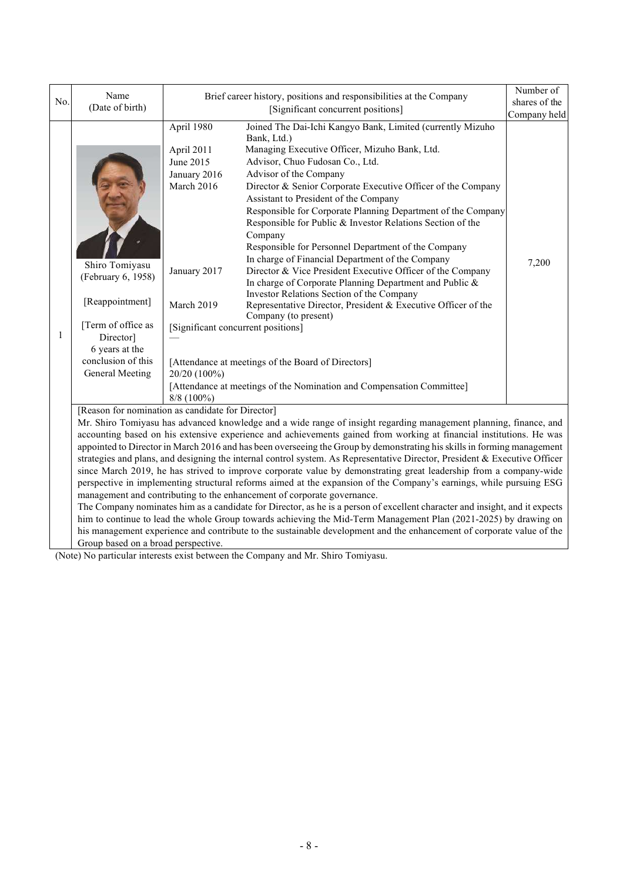| No. | Name (Date of birth) | Brief career history, positions and responsibilities at the Company [Significant concurrent positions] | | Number of shares of the Company held |
|---|---|---|---|---|
| 1 | Shiro Tomiyasu (February 6, 1958)<br><br>[Reappointment]<br><br>[Term of office as Director]<br>6 years at the conclusion of this General Meeting | April 1980 | Joined The Dai-Ichi Kangyo Bank, Limited (currently Mizuho Bank, Ltd.) | 7,200 |
| | | April 2011 | Managing Executive Officer, Mizuho Bank, Ltd. | |
| | | June 2015 | Advisor, Chuo Fudosan Co., Ltd. | |
| | | January 2016 | Advisor of the Company | |
| | | March 2016 | Director & Senior Corporate Executive Officer of the Company<br>Assistant to President of the Company<br>Responsible for Corporate Planning Department of the Company<br>Responsible for Public & Investor Relations Section of the Company<br>Responsible for Personnel Department of the Company<br>In charge of Financial Department of the Company | |
| | | January 2017 | Director & Vice President Executive Officer of the Company<br>In charge of Corporate Planning Department and Public & Investor Relations Section of the Company | |
| | | March 2019 | Representative Director, President & Executive Officer of the Company (to present) | |
| | | [Significant concurrent positions]<br>— | | |
| | | [Attendance at meetings of the Board of Directors]<br>20/20 (100%)<br>[Attendance at meetings of the Nomination and Compensation Committee]<br>8/8 (100%) | | |

[Reason for nomination as candidate for Director]

Mr. Shiro Tomiyasu has advanced knowledge and a wide range of insight regarding management planning, finance, and accounting based on his extensive experience and achievements gained from working at financial institutions. He was appointed to Director in March 2016 and has been overseeing the Group by demonstrating his skills in forming management strategies and plans, and designing the internal control system. As Representative Director, President & Executive Officer since March 2019, he has strived to improve corporate value by demonstrating great leadership from a company-wide perspective in implementing structural reforms aimed at the expansion of the Company's earnings, while pursuing ESG management and contributing to the enhancement of corporate governance.

The Company nominates him as a candidate for Director, as he is a person of excellent character and insight, and it expects him to continue to lead the whole Group towards achieving the Mid-Term Management Plan (2021-2025) by drawing on his management experience and contribute to the sustainable development and the enhancement of corporate value of the Group based on a broad perspective.

(Note) No particular interests exist between the Company and Mr. Shiro Tomiyasu.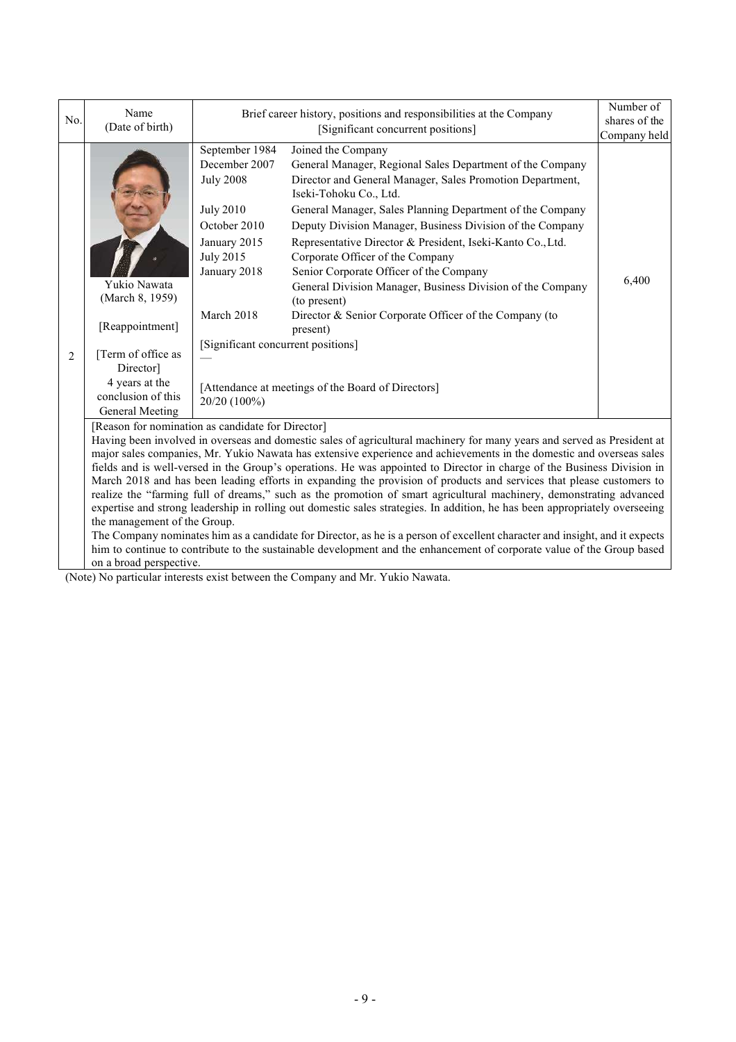| No. | Name (Date of birth) | Brief career history, positions and responsibilities at the Company [Significant concurrent positions] | Number of shares of the Company held |
|---|---|---|---|
| 2 | Yukio Nawata (March 8, 1959) [Reappointment] [Term of office as Director] 4 years at the conclusion of this General Meeting | September 1984 Joined the Company<br>December 2007 General Manager, Regional Sales Department of the Company<br>July 2008 Director and General Manager, Sales Promotion Department, Iseki-Tohoku Co., Ltd.<br>July 2010 General Manager, Sales Planning Department of the Company<br>October 2010 Deputy Division Manager, Business Division of the Company<br>January 2015 Representative Director & President, Iseki-Kanto Co.,Ltd.<br>July 2015 Corporate Officer of the Company<br>January 2018 Senior Corporate Officer of the Company<br>General Division Manager, Business Division of the Company (to present)<br>March 2018 Director & Senior Corporate Officer of the Company (to present)<br>[Significant concurrent positions]<br>—<br>[Attendance at meetings of the Board of Directors]<br>20/20 (100%) | 6,400 |
| | [Reason for nomination as candidate for Director]<br>Having been involved in overseas and domestic sales of agricultural machinery for many years and served as President at major sales companies, Mr. Yukio Nawata has extensive experience and achievements in the domestic and overseas sales fields and is well-versed in the Group's operations. He was appointed to Director in charge of the Business Division in March 2018 and has been leading efforts in expanding the provision of products and services that please customers to realize the "farming full of dreams," such as the promotion of smart agricultural machinery, demonstrating advanced expertise and strong leadership in rolling out domestic sales strategies. In addition, he has been appropriately overseeing the management of the Group.<br>The Company nominates him as a candidate for Director, as he is a person of excellent character and insight, and it expects him to continue to contribute to the sustainable development and the enhancement of corporate value of the Group based on a broad perspective. | | |

(Note) No particular interests exist between the Company and Mr. Yukio Nawata.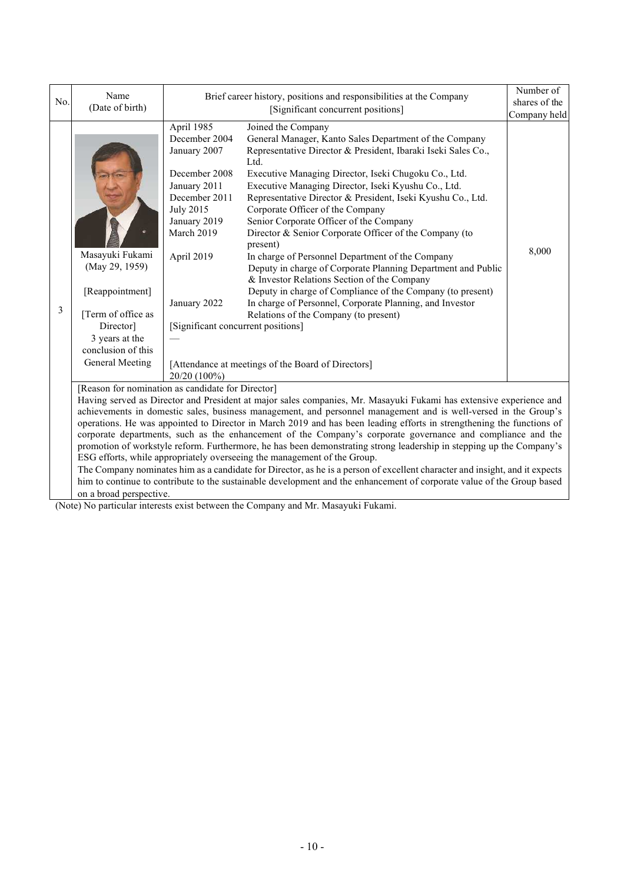| No. | Name (Date of birth) | Brief career history, positions and responsibilities at the Company [Significant concurrent positions] | Number of shares of the Company held |
|---|---|---|---|
| 3 | Masayuki Fukami (May 29, 1959) [Reappointment] [Term of office as Director] 3 years at the conclusion of this General Meeting | April 1985 Joined the Company<br>December 2004 General Manager, Kanto Sales Department of the Company<br>January 2007 Representative Director & President, Ibaraki Iseki Sales Co., Ltd.<br>December 2008 Executive Managing Director, Iseki Chugoku Co., Ltd.<br>January 2011 Executive Managing Director, Iseki Kyushu Co., Ltd.<br>December 2011 Representative Director & President, Iseki Kyushu Co., Ltd.<br>July 2015 Corporate Officer of the Company<br>January 2019 Senior Corporate Officer of the Company<br>March 2019 Director & Senior Corporate Officer of the Company (to present)<br>April 2019 In charge of Personnel Department of the Company<br>Deputy in charge of Corporate Planning Department and Public & Investor Relations Section of the Company<br>Deputy in charge of Compliance of the Company (to present)<br>January 2022 In charge of Personnel, Corporate Planning, and Investor Relations of the Company (to present)<br>[Significant concurrent positions]<br>—<br><br>[Attendance at meetings of the Board of Directors]<br>20/20 (100%) | 8,000 |
| | [Reason for nomination as candidate for Director]<br>Having served as Director and President at major sales companies, Mr. Masayuki Fukami has extensive experience and achievements in domestic sales, business management, and personnel management and is well-versed in the Group's operations. He was appointed to Director in March 2019 and has been leading efforts in strengthening the functions of corporate departments, such as the enhancement of the Company's corporate governance and compliance and the promotion of workstyle reform. Furthermore, he has been demonstrating strong leadership in stepping up the Company's ESG efforts, while appropriately overseeing the management of the Group.<br>The Company nominates him as a candidate for Director, as he is a person of excellent character and insight, and it expects him to continue to contribute to the sustainable development and the enhancement of corporate value of the Group based on a broad perspective. | | |

(Note) No particular interests exist between the Company and Mr. Masayuki Fukami.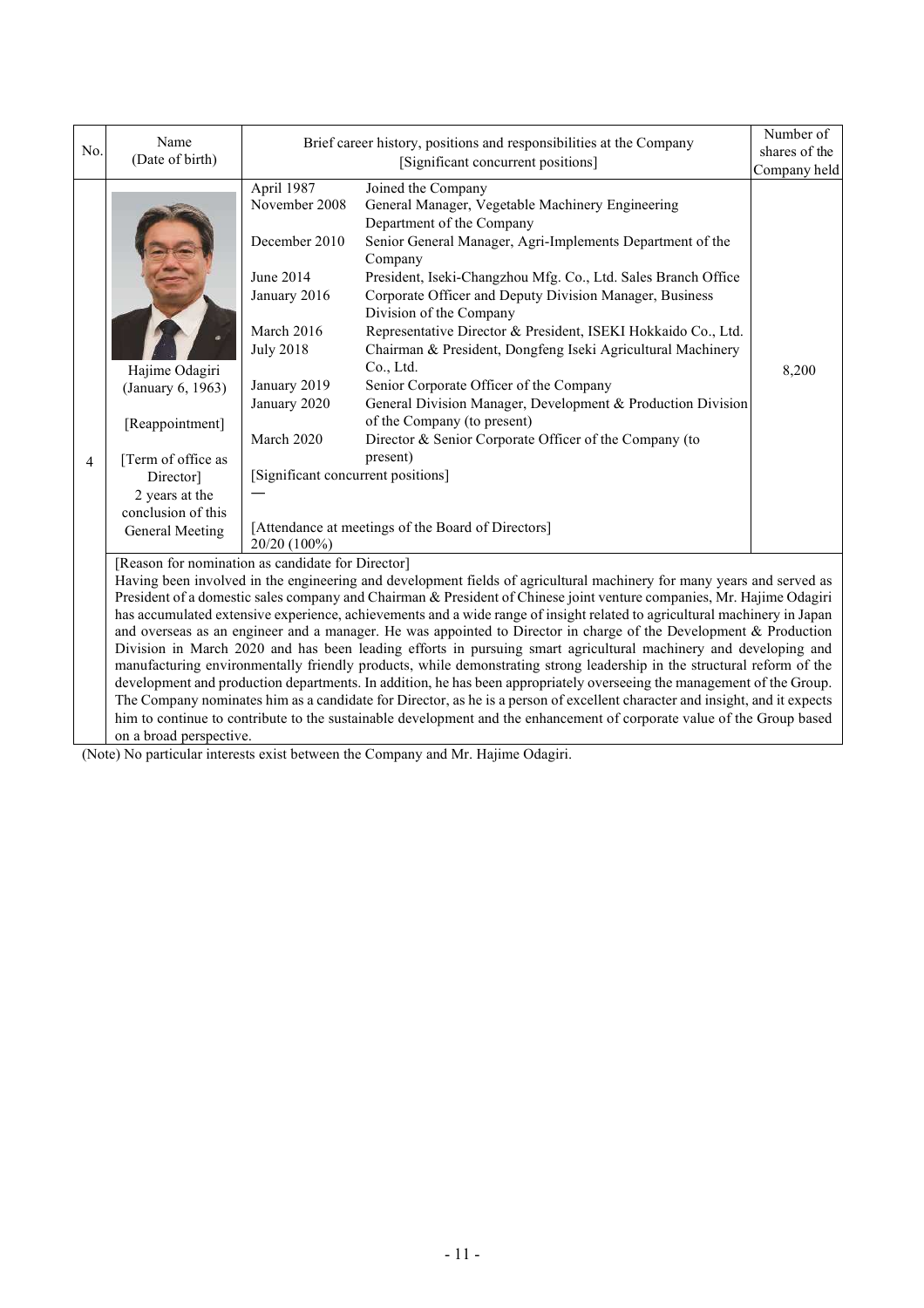| No. | Name (Date of birth) | Brief career history, positions and responsibilities at the Company [Significant concurrent positions] | Number of shares of the Company held |
|---|---|---|---|
| 4 | Hajime Odagiri (January 6, 1963)<br><br>[Reappointment]<br><br>[Term of office as Director] 2 years at the conclusion of this General Meeting | April 1987 Joined the Company<br>November 2008 General Manager, Vegetable Machinery Engineering Department of the Company<br>December 2010 Senior General Manager, Agri-Implements Department of the Company<br>June 2014 President, Iseki-Changzhou Mfg. Co., Ltd. Sales Branch Office<br>January 2016 Corporate Officer and Deputy Division Manager, Business Division of the Company<br>March 2016 Representative Director & President, ISEKI Hokkaido Co., Ltd.<br>July 2018 Chairman & President, Dongfeng Iseki Agricultural Machinery Co., Ltd.<br>January 2019 Senior Corporate Officer of the Company<br>January 2020 General Division Manager, Development & Production Division of the Company (to present)<br>March 2020 Director & Senior Corporate Officer of the Company (to present)<br>[Significant concurrent positions]<br>—<br><br>[Attendance at meetings of the Board of Directors]<br>20/20 (100%) | 8,200 |
| | [Reason for nomination as candidate for Director]<br>Having been involved in the engineering and development fields of agricultural machinery for many years and served as President of a domestic sales company and Chairman & President of Chinese joint venture companies, Mr. Hajime Odagiri has accumulated extensive experience, achievements and a wide range of insight related to agricultural machinery in Japan and overseas as an engineer and a manager. He was appointed to Director in charge of the Development & Production Division in March 2020 and has been leading efforts in pursuing smart agricultural machinery and developing and manufacturing environmentally friendly products, while demonstrating strong leadership in the structural reform of the development and production departments. In addition, he has been appropriately overseeing the management of the Group. The Company nominates him as a candidate for Director, as he is a person of excellent character and insight, and it expects him to continue to contribute to the sustainable development and the enhancement of corporate value of the Group based on a broad perspective. | | |

(Note) No particular interests exist between the Company and Mr. Hajime Odagiri.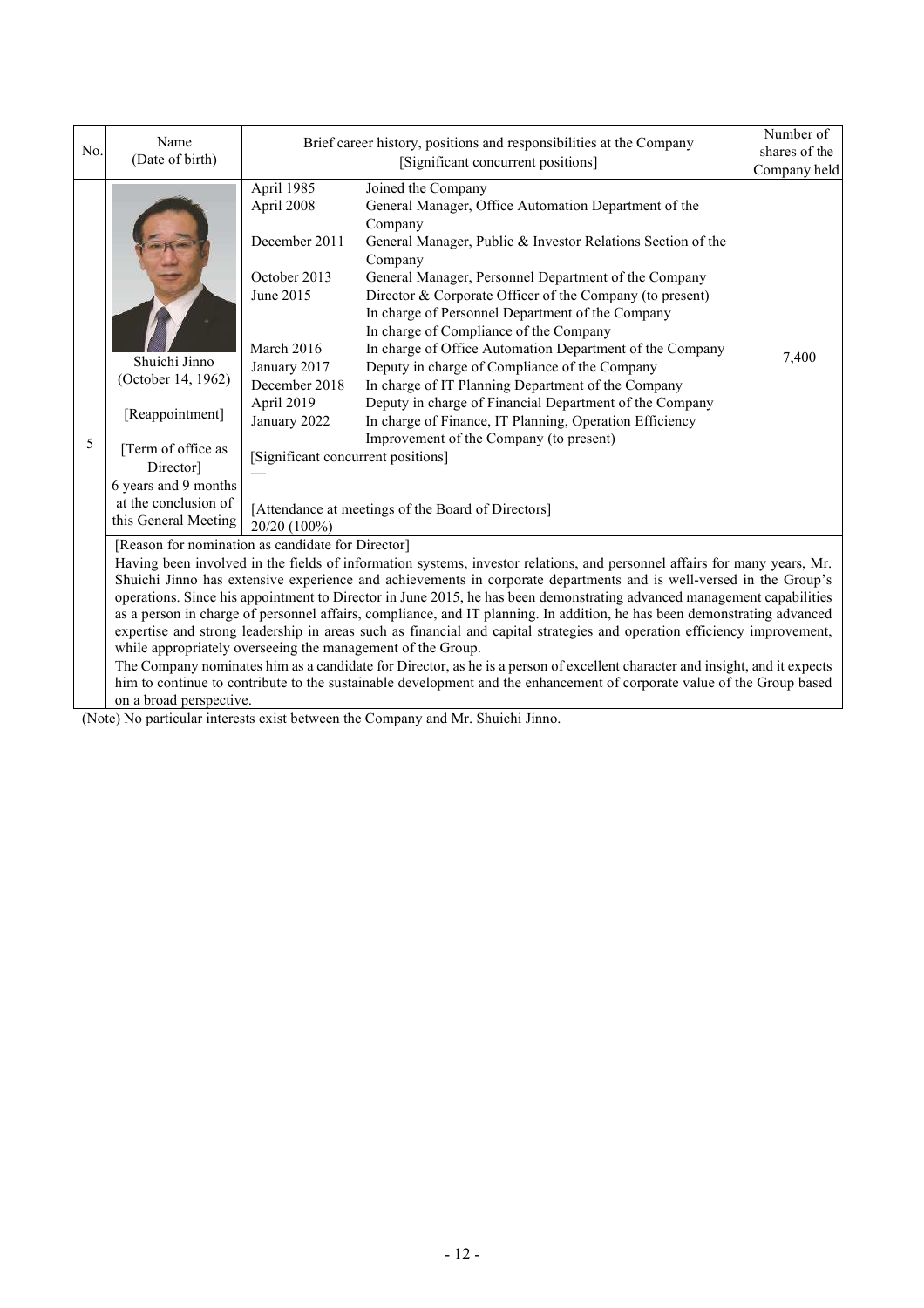| No. | Name (Date of birth) | Brief career history, positions and responsibilities at the Company [Significant concurrent positions] | Number of shares of the Company held |
|---|---|---|---|
| 5 | Shuichi Jinno (October 14, 1962)<br><br>[Reappointment]<br><br>[Term of office as Director] 6 years and 9 months at the conclusion of this General Meeting | April 1985 Joined the Company<br>April 2008 General Manager, Office Automation Department of the Company<br>December 2011 General Manager, Public & Investor Relations Section of the Company<br>October 2013 General Manager, Personnel Department of the Company<br>June 2015 Director & Corporate Officer of the Company (to present)<br>In charge of Personnel Department of the Company<br>In charge of Compliance of the Company<br>March 2016 In charge of Office Automation Department of the Company<br>January 2017 Deputy in charge of Compliance of the Company<br>December 2018 In charge of IT Planning Department of the Company<br>April 2019 Deputy in charge of Financial Department of the Company<br>January 2022 In charge of Finance, IT Planning, Operation Efficiency Improvement of the Company (to present)<br>[Significant concurrent positions]<br>—<br><br>[Attendance at meetings of the Board of Directors]<br>20/20 (100%) | 7,400 |
| | [Reason for nomination as candidate for Director]<br>Having been involved in the fields of information systems, investor relations, and personnel affairs for many years, Mr. Shuichi Jinno has extensive experience and achievements in corporate departments and is well-versed in the Group's operations. Since his appointment to Director in June 2015, he has been demonstrating advanced management capabilities as a person in charge of personnel affairs, compliance, and IT planning. In addition, he has been demonstrating advanced expertise and strong leadership in areas such as financial and capital strategies and operation efficiency improvement, while appropriately overseeing the management of the Group.<br>The Company nominates him as a candidate for Director, as he is a person of excellent character and insight, and it expects him to continue to contribute to the sustainable development and the enhancement of corporate value of the Group based on a broad perspective. | | |

(Note) No particular interests exist between the Company and Mr. Shuichi Jinno.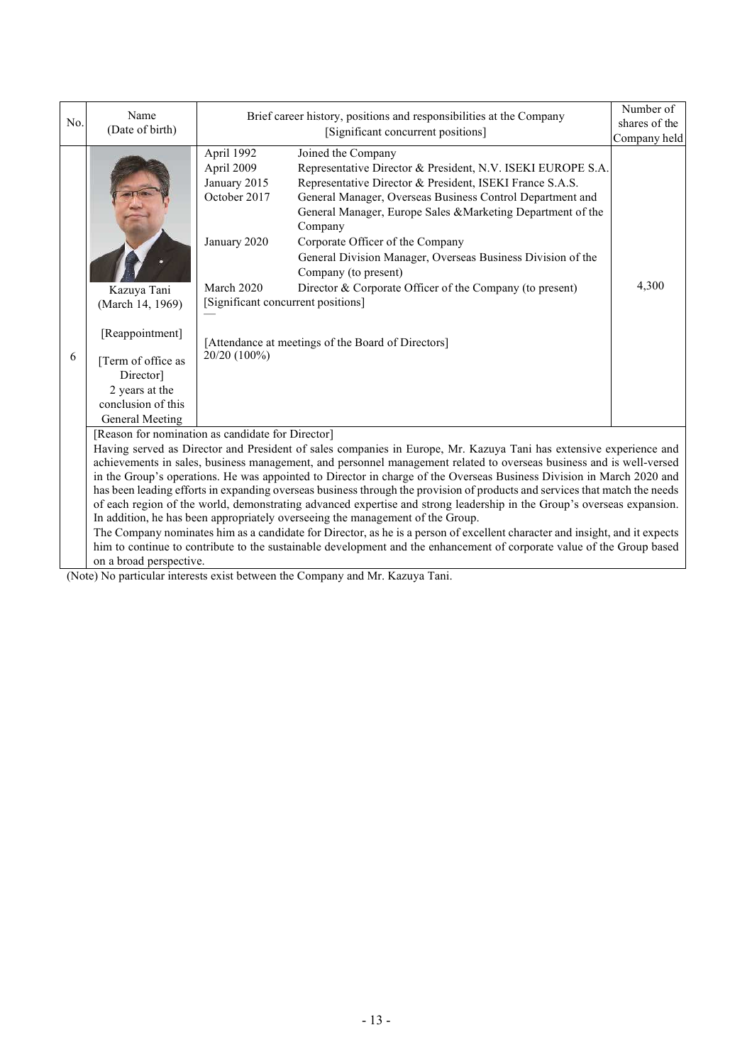| No. | Name (Date of birth) | Brief career history, positions and responsibilities at the Company [Significant concurrent positions] | Number of shares of the Company held |
|---|---|---|---|
| 6 | Kazuya Tani (March 14, 1969) [Reappointment] [Term of office as Director] 2 years at the conclusion of this General Meeting | April 1992 Joined the Company<br>April 2009 Representative Director & President, N.V. ISEKI EUROPE S.A.<br>January 2015 Representative Director & President, ISEKI France S.A.S.<br>October 2017 General Manager, Overseas Business Control Department and General Manager, Europe Sales &Marketing Department of the Company<br>January 2020 Corporate Officer of the Company<br>General Division Manager, Overseas Business Division of the Company (to present)<br>March 2020 Director & Corporate Officer of the Company (to present)<br>[Significant concurrent positions]<br>—<br>[Attendance at meetings of the Board of Directors]<br>20/20 (100%) | 4,300 |
| | [Reason for nomination as candidate for Director]<br>Having served as Director and President of sales companies in Europe, Mr. Kazuya Tani has extensive experience and achievements in sales, business management, and personnel management related to overseas business and is well-versed in the Group's operations. He was appointed to Director in charge of the Overseas Business Division in March 2020 and has been leading efforts in expanding overseas business through the provision of products and services that match the needs of each region of the world, demonstrating advanced expertise and strong leadership in the Group's overseas expansion. In addition, he has been appropriately overseeing the management of the Group.<br>The Company nominates him as a candidate for Director, as he is a person of excellent character and insight, and it expects him to continue to contribute to the sustainable development and the enhancement of corporate value of the Group based on a broad perspective. | | |

(Note) No particular interests exist between the Company and Mr. Kazuya Tani.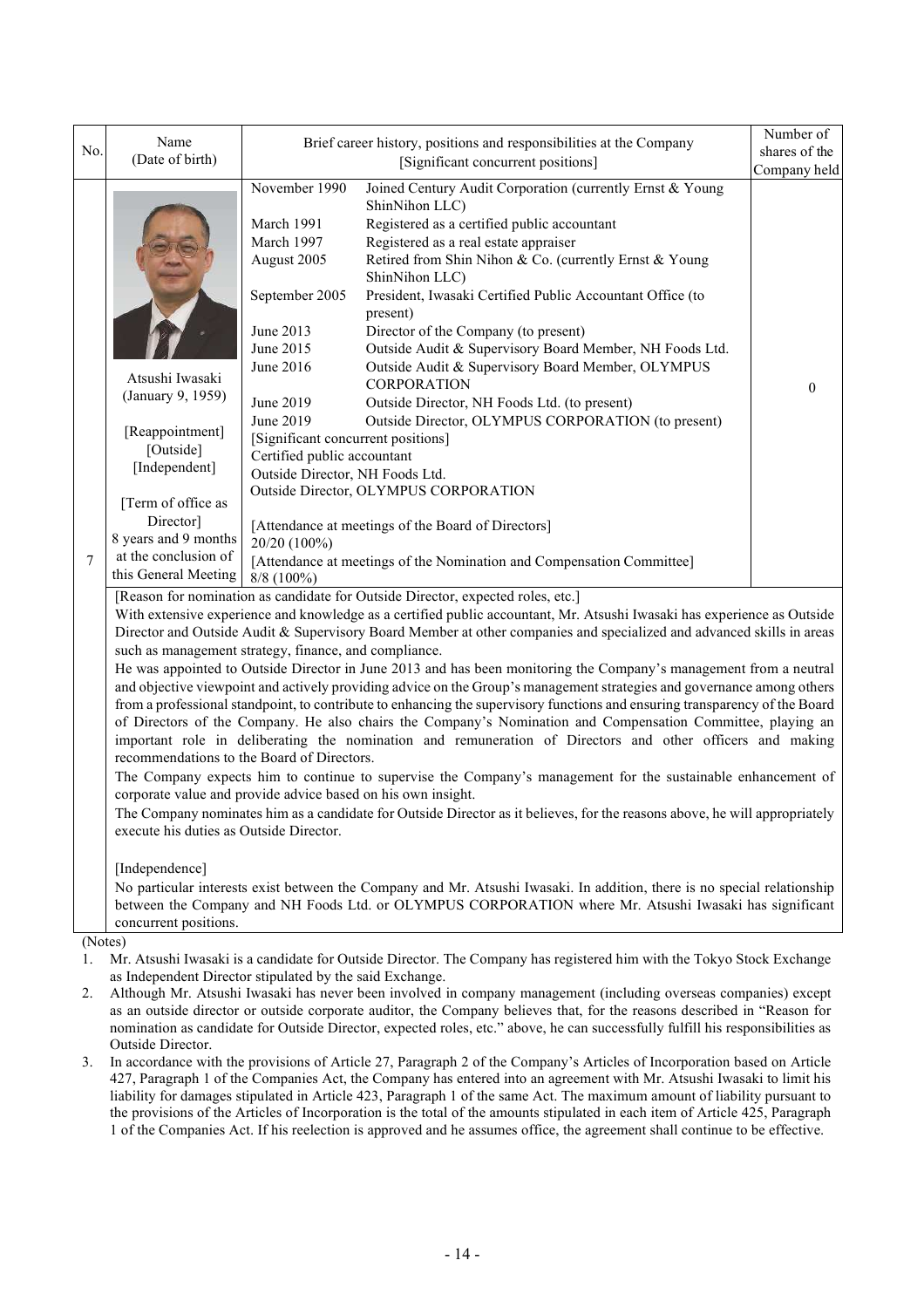| No. | Name (Date of birth) | Brief career history, positions and responsibilities at the Company [Significant concurrent positions] | Number of shares of the Company held |
|---|---|---|---|
| 7 | Atsushi Iwasaki (January 9, 1959)<br><br>[Reappointment]<br>[Outside]<br>[Independent]<br><br>[Term of office as Director]<br>8 years and 9 months at the conclusion of this General Meeting | November 1990 Joined Century Audit Corporation (currently Ernst & Young ShinNihon LLC)<br>March 1991 Registered as a certified public accountant<br>March 1997 Registered as a real estate appraiser<br>August 2005 Retired from Shin Nihon & Co. (currently Ernst & Young ShinNihon LLC)<br>September 2005 President, Iwasaki Certified Public Accountant Office (to present)<br>June 2013 Director of the Company (to present)<br>June 2015 Outside Audit & Supervisory Board Member, NH Foods Ltd.<br>June 2016 Outside Audit & Supervisory Board Member, OLYMPUS CORPORATION<br>June 2019 Outside Director, NH Foods Ltd. (to present)<br>June 2019 Outside Director, OLYMPUS CORPORATION (to present)<br>[Significant concurrent positions]<br>Certified public accountant<br>Outside Director, NH Foods Ltd.<br>Outside Director, OLYMPUS CORPORATION<br><br>[Attendance at meetings of the Board of Directors]<br>20/20 (100%)<br>[Attendance at meetings of the Nomination and Compensation Committee]<br>8/8 (100%) | 0 |

[Reason for nomination as candidate for Outside Director, expected roles, etc.]

With extensive experience and knowledge as a certified public accountant, Mr. Atsushi Iwasaki has experience as Outside Director and Outside Audit & Supervisory Board Member at other companies and specialized and advanced skills in areas such as management strategy, finance, and compliance.

He was appointed to Outside Director in June 2013 and has been monitoring the Company's management from a neutral and objective viewpoint and actively providing advice on the Group's management strategies and governance among others from a professional standpoint, to contribute to enhancing the supervisory functions and ensuring transparency of the Board of Directors of the Company. He also chairs the Company's Nomination and Compensation Committee, playing an important role in deliberating the nomination and remuneration of Directors and other officers and making recommendations to the Board of Directors.

The Company expects him to continue to supervise the Company's management for the sustainable enhancement of corporate value and provide advice based on his own insight.

The Company nominates him as a candidate for Outside Director as it believes, for the reasons above, he will appropriately execute his duties as Outside Director.

[Independence]

No particular interests exist between the Company and Mr. Atsushi Iwasaki. In addition, there is no special relationship between the Company and NH Foods Ltd. or OLYMPUS CORPORATION where Mr. Atsushi Iwasaki has significant concurrent positions.

(Notes)

1. Mr. Atsushi Iwasaki is a candidate for Outside Director. The Company has registered him with the Tokyo Stock Exchange as Independent Director stipulated by the said Exchange.
2. Although Mr. Atsushi Iwasaki has never been involved in company management (including overseas companies) except as an outside director or outside corporate auditor, the Company believes that, for the reasons described in "Reason for nomination as candidate for Outside Director, expected roles, etc." above, he can successfully fulfill his responsibilities as Outside Director.
3. In accordance with the provisions of Article 27, Paragraph 2 of the Company's Articles of Incorporation based on Article 427, Paragraph 1 of the Companies Act, the Company has entered into an agreement with Mr. Atsushi Iwasaki to limit his liability for damages stipulated in Article 423, Paragraph 1 of the same Act. The maximum amount of liability pursuant to the provisions of the Articles of Incorporation is the total of the amounts stipulated in each item of Article 425, Paragraph 1 of the Companies Act. If his reelection is approved and he assumes office, the agreement shall continue to be effective.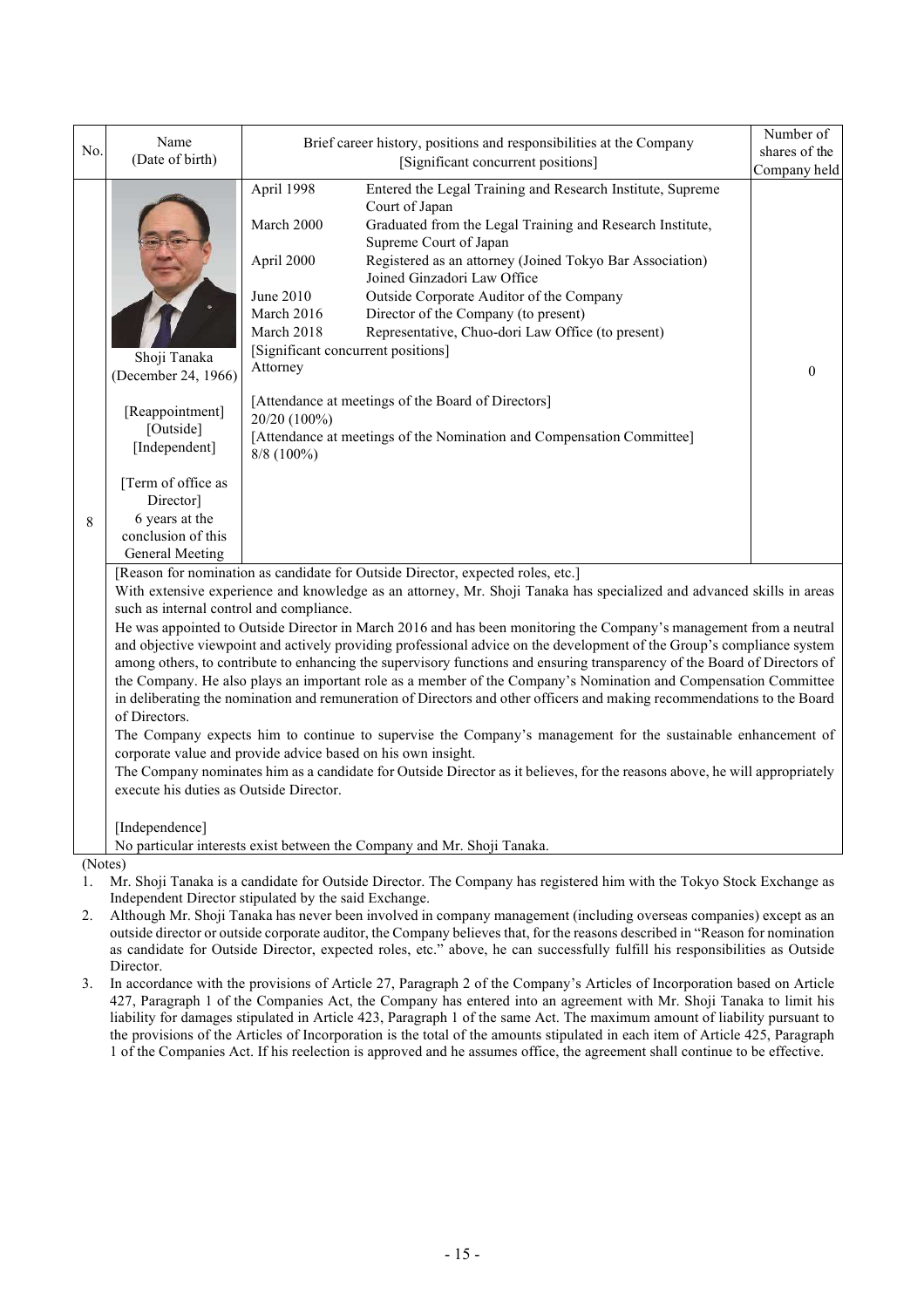| No. | Name (Date of birth) | Brief career history, positions and responsibilities at the Company [Significant concurrent positions] | Number of shares of the Company held |
|---|---|---|---|
| 8 | Shoji Tanaka (December 24, 1966)<br><br>[Reappointment]<br>[Outside]<br>[Independent]<br><br>[Term of office as Director]<br>6 years at the conclusion of this General Meeting | April 1998 Entered the Legal Training and Research Institute, Supreme Court of Japan<br>March 2000 Graduated from the Legal Training and Research Institute, Supreme Court of Japan<br>April 2000 Registered as an attorney (Joined Tokyo Bar Association) Joined Ginzadori Law Office<br>June 2010 Outside Corporate Auditor of the Company<br>March 2016 Director of the Company (to present)<br>March 2018 Representative, Chuo-dori Law Office (to present)<br>[Significant concurrent positions]<br>Attorney<br><br>[Attendance at meetings of the Board of Directors]<br>20/20 (100%)<br>[Attendance at meetings of the Nomination and Compensation Committee]<br>8/8 (100%) | 0 |

[Reason for nomination as candidate for Outside Director, expected roles, etc.]

With extensive experience and knowledge as an attorney, Mr. Shoji Tanaka has specialized and advanced skills in areas such as internal control and compliance.

He was appointed to Outside Director in March 2016 and has been monitoring the Company's management from a neutral and objective viewpoint and actively providing professional advice on the development of the Group's compliance system among others, to contribute to enhancing the supervisory functions and ensuring transparency of the Board of Directors of the Company. He also plays an important role as a member of the Company's Nomination and Compensation Committee in deliberating the nomination and remuneration of Directors and other officers and making recommendations to the Board of Directors.

The Company expects him to continue to supervise the Company's management for the sustainable enhancement of corporate value and provide advice based on his own insight.

The Company nominates him as a candidate for Outside Director as it believes, for the reasons above, he will appropriately execute his duties as Outside Director.

[Independence]

No particular interests exist between the Company and Mr. Shoji Tanaka.

(Notes)

1. Mr. Shoji Tanaka is a candidate for Outside Director. The Company has registered him with the Tokyo Stock Exchange as Independent Director stipulated by the said Exchange.
2. Although Mr. Shoji Tanaka has never been involved in company management (including overseas companies) except as an outside director or outside corporate auditor, the Company believes that, for the reasons described in "Reason for nomination as candidate for Outside Director, expected roles, etc." above, he can successfully fulfill his responsibilities as Outside Director.
3. In accordance with the provisions of Article 27, Paragraph 2 of the Company's Articles of Incorporation based on Article 427, Paragraph 1 of the Companies Act, the Company has entered into an agreement with Mr. Shoji Tanaka to limit his liability for damages stipulated in Article 423, Paragraph 1 of the same Act. The maximum amount of liability pursuant to the provisions of the Articles of Incorporation is the total of the amounts stipulated in each item of Article 425, Paragraph 1 of the Companies Act. If his reelection is approved and he assumes office, the agreement shall continue to be effective.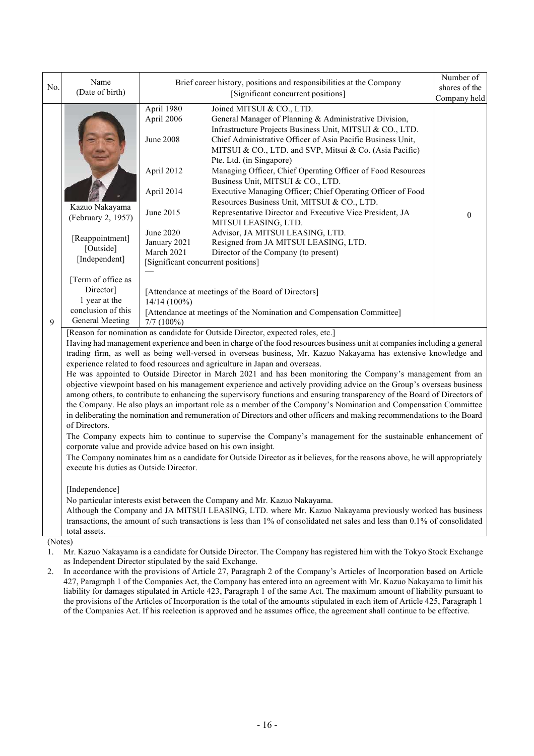| No. | Name (Date of birth) | Brief career history, positions and responsibilities at the Company [Significant concurrent positions] | Number of shares of the Company held |
|---|---|---|---|
| 9 | Kazuo Nakayama (February 2, 1957)<br><br>[Reappointment]<br>[Outside]<br>[Independent]<br><br>[Term of office as Director]<br>1 year at the conclusion of this General Meeting | April 1980 Joined MITSUI & CO., LTD.<br>April 2006 General Manager of Planning & Administrative Division, Infrastructure Projects Business Unit, MITSUI & CO., LTD.<br>June 2008 Chief Administrative Officer of Asia Pacific Business Unit, MITSUI & CO., LTD. and SVP, Mitsui & Co. (Asia Pacific) Pte. Ltd. (in Singapore)<br>April 2012 Managing Officer, Chief Operating Officer of Food Resources Business Unit, MITSUI & CO., LTD.<br>April 2014 Executive Managing Officer; Chief Operating Officer of Food Resources Business Unit, MITSUI & CO., LTD.<br>June 2015 Representative Director and Executive Vice President, JA MITSUI LEASING, LTD.<br>June 2020 Advisor, JA MITSUI LEASING, LTD.<br>January 2021 Resigned from JA MITSUI LEASING, LTD.<br>March 2021 Director of the Company (to present)<br>[Significant concurrent positions]<br>—<br><br>[Attendance at meetings of the Board of Directors]<br>14/14 (100%)<br>[Attendance at meetings of the Nomination and Compensation Committee]<br>7/7 (100%) | 0 |

[Reason for nomination as candidate for Outside Director, expected roles, etc.]

Having had management experience and been in charge of the food resources business unit at companies including a general trading firm, as well as being well-versed in overseas business, Mr. Kazuo Nakayama has extensive knowledge and experience related to food resources and agriculture in Japan and overseas.

He was appointed to Outside Director in March 2021 and has been monitoring the Company's management from an objective viewpoint based on his management experience and actively providing advice on the Group's overseas business among others, to contribute to enhancing the supervisory functions and ensuring transparency of the Board of Directors of the Company. He also plays an important role as a member of the Company's Nomination and Compensation Committee in deliberating the nomination and remuneration of Directors and other officers and making recommendations to the Board of Directors.

The Company expects him to continue to supervise the Company's management for the sustainable enhancement of corporate value and provide advice based on his own insight.

The Company nominates him as a candidate for Outside Director as it believes, for the reasons above, he will appropriately execute his duties as Outside Director.

[Independence]

No particular interests exist between the Company and Mr. Kazuo Nakayama.

Although the Company and JA MITSUI LEASING, LTD. where Mr. Kazuo Nakayama previously worked has business transactions, the amount of such transactions is less than 1% of consolidated net sales and less than 0.1% of consolidated total assets.

(Notes)

1. Mr. Kazuo Nakayama is a candidate for Outside Director. The Company has registered him with the Tokyo Stock Exchange as Independent Director stipulated by the said Exchange.
2. In accordance with the provisions of Article 27, Paragraph 2 of the Company's Articles of Incorporation based on Article 427, Paragraph 1 of the Companies Act, the Company has entered into an agreement with Mr. Kazuo Nakayama to limit his liability for damages stipulated in Article 423, Paragraph 1 of the same Act. The maximum amount of liability pursuant to the provisions of the Articles of Incorporation is the total of the amounts stipulated in each item of Article 425, Paragraph 1 of the Companies Act. If his reelection is approved and he assumes office, the agreement shall continue to be effective.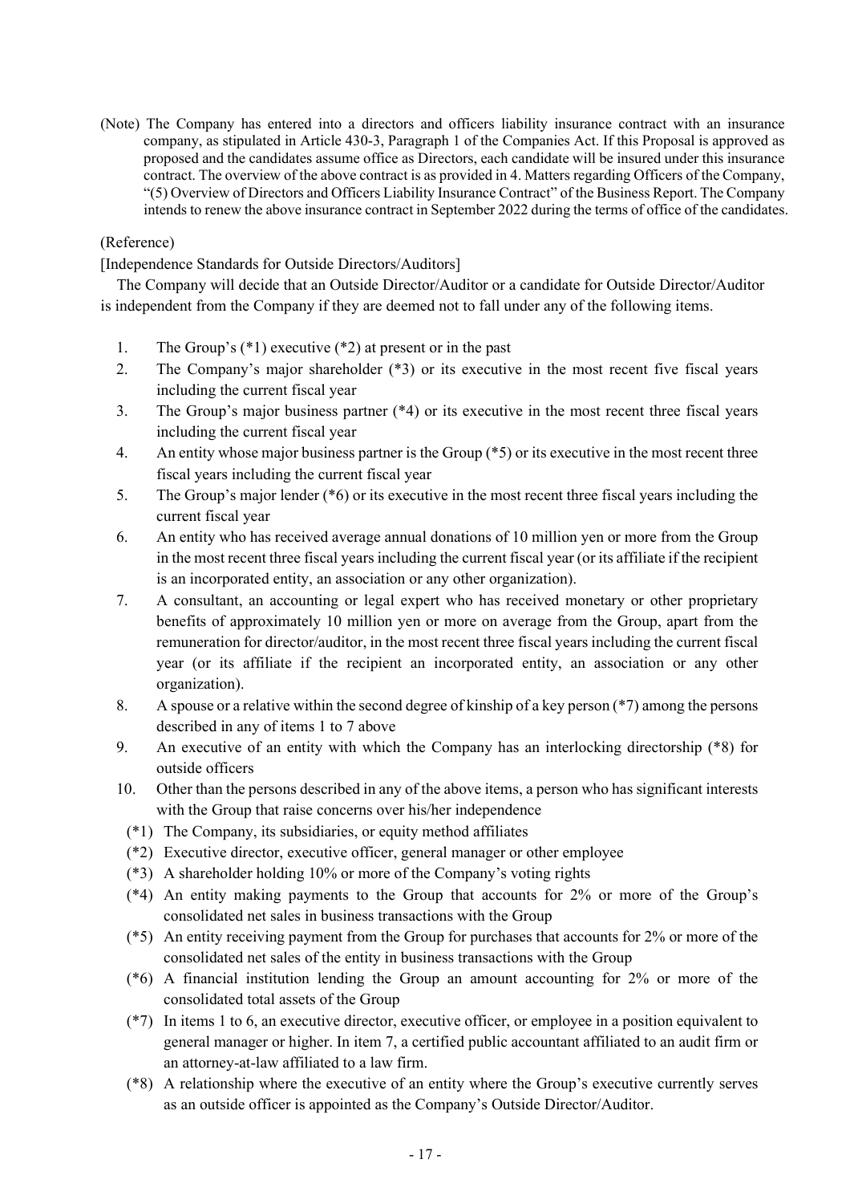(Note) The Company has entered into a directors and officers liability insurance contract with an insurance company, as stipulated in Article 430-3, Paragraph 1 of the Companies Act. If this Proposal is approved as proposed and the candidates assume office as Directors, each candidate will be insured under this insurance contract. The overview of the above contract is as provided in 4. Matters regarding Officers of the Company, "(5) Overview of Directors and Officers Liability Insurance Contract" of the Business Report. The Company intends to renew the above insurance contract in September 2022 during the terms of office of the candidates.

(Reference)

[Independence Standards for Outside Directors/Auditors]

The Company will decide that an Outside Director/Auditor or a candidate for Outside Director/Auditor is independent from the Company if they are deemed not to fall under any of the following items.

1. The Group's (*1) executive (*2) at present or in the past
2. The Company's major shareholder (*3) or its executive in the most recent five fiscal years including the current fiscal year
3. The Group's major business partner (*4) or its executive in the most recent three fiscal years including the current fiscal year
4. An entity whose major business partner is the Group (*5) or its executive in the most recent three fiscal years including the current fiscal year
5. The Group's major lender (*6) or its executive in the most recent three fiscal years including the current fiscal year
6. An entity who has received average annual donations of 10 million yen or more from the Group in the most recent three fiscal years including the current fiscal year (or its affiliate if the recipient is an incorporated entity, an association or any other organization).
7. A consultant, an accounting or legal expert who has received monetary or other proprietary benefits of approximately 10 million yen or more on average from the Group, apart from the remuneration for director/auditor, in the most recent three fiscal years including the current fiscal year (or its affiliate if the recipient an incorporated entity, an association or any other organization).
8. A spouse or a relative within the second degree of kinship of a key person (*7) among the persons described in any of items 1 to 7 above
9. An executive of an entity with which the Company has an interlocking directorship (*8) for outside officers
10. Other than the persons described in any of the above items, a person who has significant interests with the Group that raise concerns over his/her independence

(*1) The Company, its subsidiaries, or equity method affiliates

(*2) Executive director, executive officer, general manager or other employee

(*3) A shareholder holding 10% or more of the Company's voting rights

(*4) An entity making payments to the Group that accounts for 2% or more of the Group's consolidated net sales in business transactions with the Group

(*5) An entity receiving payment from the Group for purchases that accounts for 2% or more of the consolidated net sales of the entity in business transactions with the Group

(*6) A financial institution lending the Group an amount accounting for 2% or more of the consolidated total assets of the Group

(*7) In items 1 to 6, an executive director, executive officer, or employee in a position equivalent to general manager or higher. In item 7, a certified public accountant affiliated to an audit firm or an attorney-at-law affiliated to a law firm.

(*8) A relationship where the executive of an entity where the Group's executive currently serves as an outside officer is appointed as the Company's Outside Director/Auditor.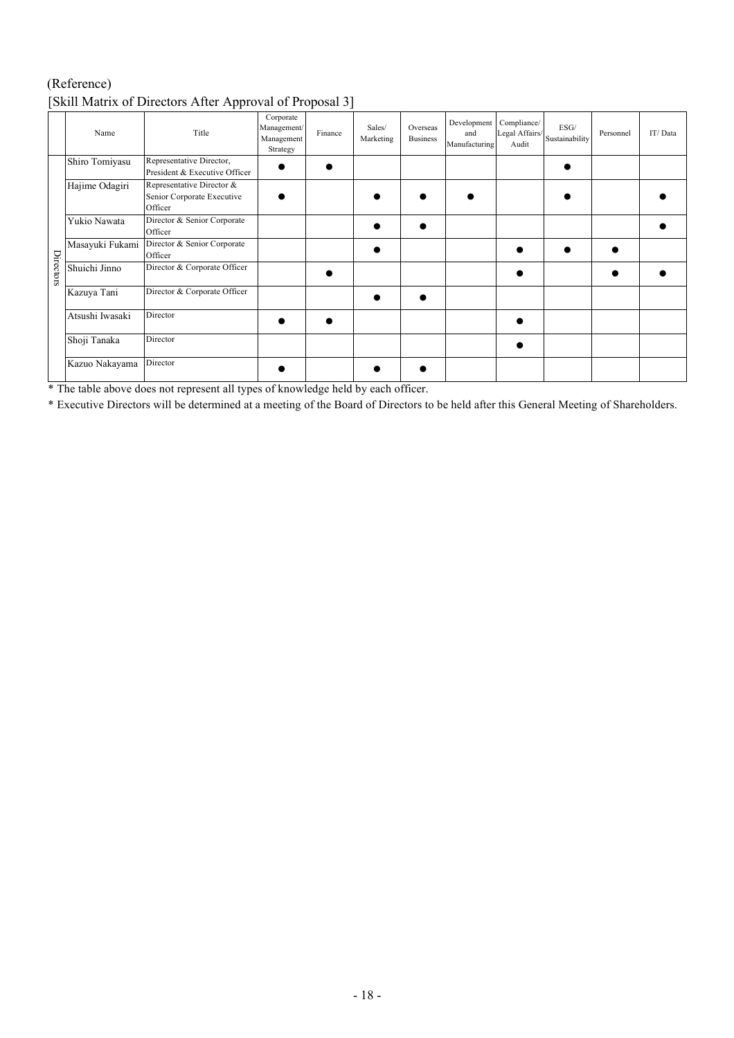(Reference)

[Skill Matrix of Directors After Approval of Proposal 3]

| | Name | Title | Corporate Management/ Management Strategy | Finance | Sales/ Marketing | Overseas Business | Development and Manufacturing | Compliance/ Legal Affairs/ Audit | ESG/ Sustainability | Personnel | IT/ Data |
|---|---|---|---|---|---|---|---|---|---|---|---|
| Directors | Shiro Tomiyasu | Representative Director, President & Executive Officer | ● | ● | | | | | ● | | |
| | Hajime Odagiri | Representative Director & Senior Corporate Executive Officer | ● | | ● | ● | ● | | ● | | ● |
| | Yukio Nawata | Director & Senior Corporate Officer | | | ● | ● | | | | | ● |
| | Masayuki Fukami | Director & Senior Corporate Officer | | | ● | | | ● | ● | ● | |
| | Shuichi Jinno | Director & Corporate Officer | | ● | | | | ● | | ● | ● |
| | Kazuya Tani | Director & Corporate Officer | | | ● | ● | | | | | |
| | Atsushi Iwasaki | Director | ● | ● | | | | ● | | | |
| | Shoji Tanaka | Director | | | | | | ● | | | |
| | Kazuo Nakayama | Director | ● | | ● | ● | | | | | |

* The table above does not represent all types of knowledge held by each officer.

* Executive Directors will be determined at a meeting of the Board of Directors to be held after this General Meeting of Shareholders.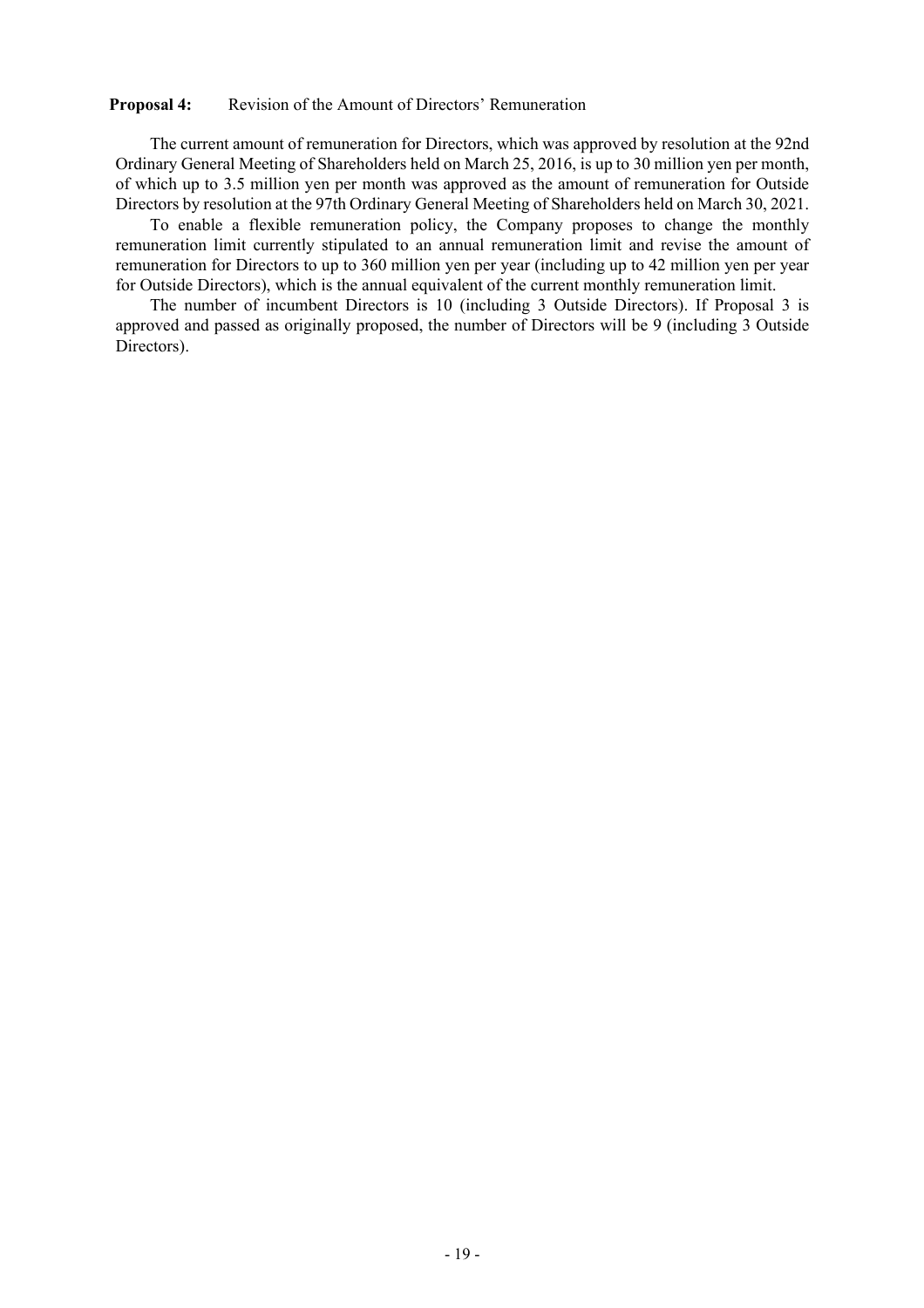**Proposal 4:** Revision of the Amount of Directors' Remuneration

The current amount of remuneration for Directors, which was approved by resolution at the 92nd Ordinary General Meeting of Shareholders held on March 25, 2016, is up to 30 million yen per month, of which up to 3.5 million yen per month was approved as the amount of remuneration for Outside Directors by resolution at the 97th Ordinary General Meeting of Shareholders held on March 30, 2021.

To enable a flexible remuneration policy, the Company proposes to change the monthly remuneration limit currently stipulated to an annual remuneration limit and revise the amount of remuneration for Directors to up to 360 million yen per year (including up to 42 million yen per year for Outside Directors), which is the annual equivalent of the current monthly remuneration limit.

The number of incumbent Directors is 10 (including 3 Outside Directors). If Proposal 3 is approved and passed as originally proposed, the number of Directors will be 9 (including 3 Outside Directors).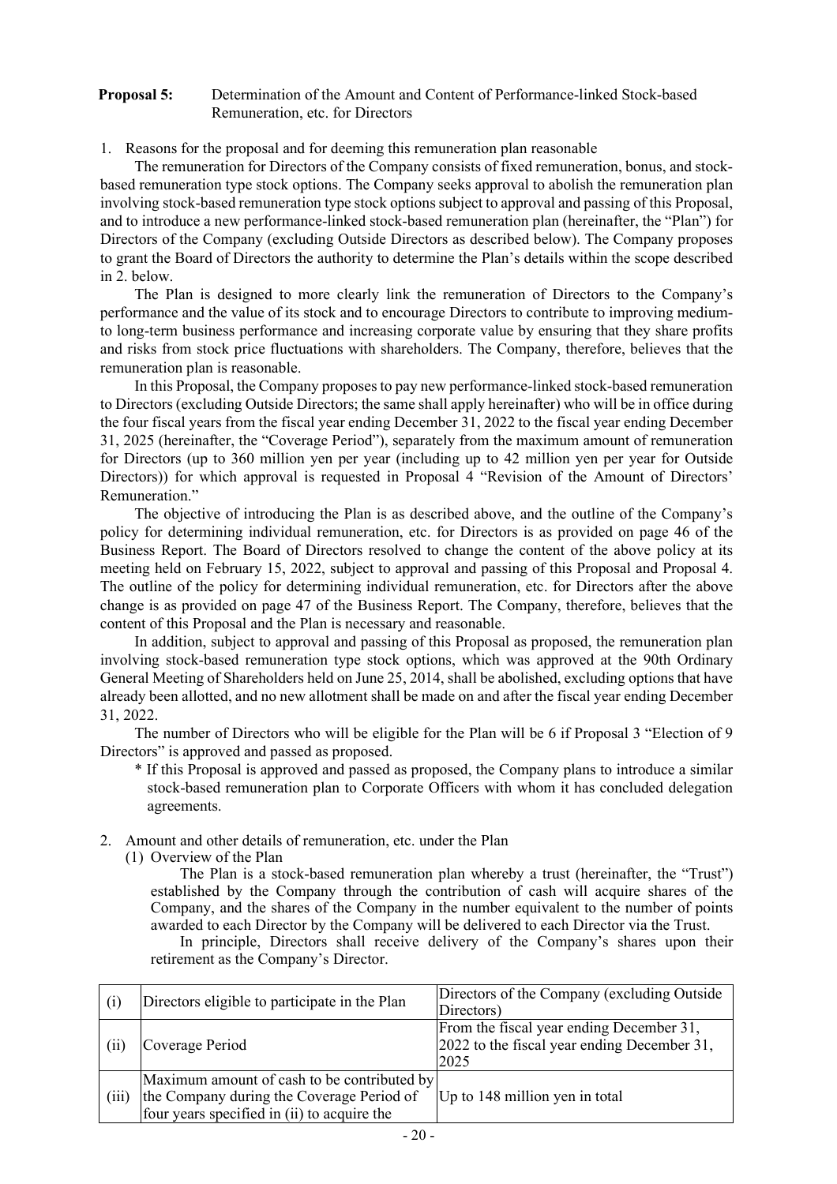**Proposal 5:** Determination of the Amount and Content of Performance-linked Stock-based Remuneration, etc. for Directors

1. Reasons for the proposal and for deeming this remuneration plan reasonable

The remuneration for Directors of the Company consists of fixed remuneration, bonus, and stock-based remuneration type stock options. The Company seeks approval to abolish the remuneration plan involving stock-based remuneration type stock options subject to approval and passing of this Proposal, and to introduce a new performance-linked stock-based remuneration plan (hereinafter, the "Plan") for Directors of the Company (excluding Outside Directors as described below). The Company proposes to grant the Board of Directors the authority to determine the Plan's details within the scope described in 2. below.

The Plan is designed to more clearly link the remuneration of Directors to the Company's performance and the value of its stock and to encourage Directors to contribute to improving medium-to long-term business performance and increasing corporate value by ensuring that they share profits and risks from stock price fluctuations with shareholders. The Company, therefore, believes that the remuneration plan is reasonable.

In this Proposal, the Company proposes to pay new performance-linked stock-based remuneration to Directors (excluding Outside Directors; the same shall apply hereinafter) who will be in office during the four fiscal years from the fiscal year ending December 31, 2022 to the fiscal year ending December 31, 2025 (hereinafter, the "Coverage Period"), separately from the maximum amount of remuneration for Directors (up to 360 million yen per year (including up to 42 million yen per year for Outside Directors)) for which approval is requested in Proposal 4 "Revision of the Amount of Directors' Remuneration."

The objective of introducing the Plan is as described above, and the outline of the Company's policy for determining individual remuneration, etc. for Directors is as provided on page 46 of the Business Report. The Board of Directors resolved to change the content of the above policy at its meeting held on February 15, 2022, subject to approval and passing of this Proposal and Proposal 4. The outline of the policy for determining individual remuneration, etc. for Directors after the above change is as provided on page 47 of the Business Report. The Company, therefore, believes that the content of this Proposal and the Plan is necessary and reasonable.

In addition, subject to approval and passing of this Proposal as proposed, the remuneration plan involving stock-based remuneration type stock options, which was approved at the 90th Ordinary General Meeting of Shareholders held on June 25, 2014, shall be abolished, excluding options that have already been allotted, and no new allotment shall be made on and after the fiscal year ending December 31, 2022.

The number of Directors who will be eligible for the Plan will be 6 if Proposal 3 "Election of 9 Directors" is approved and passed as proposed.

\* If this Proposal is approved and passed as proposed, the Company plans to introduce a similar stock-based remuneration plan to Corporate Officers with whom it has concluded delegation agreements.

2. Amount and other details of remuneration, etc. under the Plan

(1) Overview of the Plan

The Plan is a stock-based remuneration plan whereby a trust (hereinafter, the "Trust") established by the Company through the contribution of cash will acquire shares of the Company, and the shares of the Company in the number equivalent to the number of points awarded to each Director by the Company will be delivered to each Director via the Trust.

In principle, Directors shall receive delivery of the Company's shares upon their retirement as the Company's Director.

| | | |
|---|---|---|
| (i) | Directors eligible to participate in the Plan | Directors of the Company (excluding Outside Directors) |
| (ii) | Coverage Period | From the fiscal year ending December 31, 2022 to the fiscal year ending December 31, 2025 |
| (iii) | Maximum amount of cash to be contributed by the Company during the Coverage Period of four years specified in (ii) to acquire the | Up to 148 million yen in total |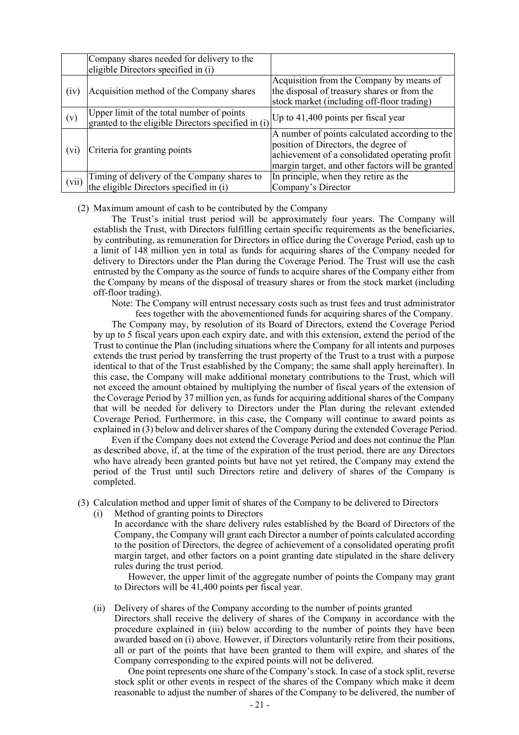| | | |
|---|---|---|
| | Company shares needed for delivery to the eligible Directors specified in (i) | |
| (iv) | Acquisition method of the Company shares | Acquisition from the Company by means of the disposal of treasury shares or from the stock market (including off-floor trading) |
| (v) | Upper limit of the total number of points granted to the eligible Directors specified in (i) | Up to 41,400 points per fiscal year |
| (vi) | Criteria for granting points | A number of points calculated according to the position of Directors, the degree of achievement of a consolidated operating profit margin target, and other factors will be granted |
| (vii) | Timing of delivery of the Company shares to the eligible Directors specified in (i) | In principle, when they retire as the Company's Director |

(2) Maximum amount of cash to be contributed by the Company

The Trust's initial trust period will be approximately four years. The Company will establish the Trust, with Directors fulfilling certain specific requirements as the beneficiaries, by contributing, as remuneration for Directors in office during the Coverage Period, cash up to a limit of 148 million yen in total as funds for acquiring shares of the Company needed for delivery to Directors under the Plan during the Coverage Period. The Trust will use the cash entrusted by the Company as the source of funds to acquire shares of the Company either from the Company by means of the disposal of treasury shares or from the stock market (including off-floor trading).

Note: The Company will entrust necessary costs such as trust fees and trust administrator fees together with the abovementioned funds for acquiring shares of the Company.

The Company may, by resolution of its Board of Directors, extend the Coverage Period by up to 5 fiscal years upon each expiry date, and with this extension, extend the period of the Trust to continue the Plan (including situations where the Company for all intents and purposes extends the trust period by transferring the trust property of the Trust to a trust with a purpose identical to that of the Trust established by the Company; the same shall apply hereinafter). In this case, the Company will make additional monetary contributions to the Trust, which will not exceed the amount obtained by multiplying the number of fiscal years of the extension of the Coverage Period by 37 million yen, as funds for acquiring additional shares of the Company that will be needed for delivery to Directors under the Plan during the relevant extended Coverage Period. Furthermore, in this case, the Company will continue to award points as explained in (3) below and deliver shares of the Company during the extended Coverage Period.

Even if the Company does not extend the Coverage Period and does not continue the Plan as described above, if, at the time of the expiration of the trust period, there are any Directors who have already been granted points but have not yet retired, the Company may extend the period of the Trust until such Directors retire and delivery of shares of the Company is completed.

(3) Calculation method and upper limit of shares of the Company to be delivered to Directors

(i) Method of granting points to Directors

In accordance with the share delivery rules established by the Board of Directors of the Company, the Company will grant each Director a number of points calculated according to the position of Directors, the degree of achievement of a consolidated operating profit margin target, and other factors on a point granting date stipulated in the share delivery rules during the trust period.

However, the upper limit of the aggregate number of points the Company may grant to Directors will be 41,400 points per fiscal year.

(ii) Delivery of shares of the Company according to the number of points granted

Directors shall receive the delivery of shares of the Company in accordance with the procedure explained in (iii) below according to the number of points they have been awarded based on (i) above. However, if Directors voluntarily retire from their positions, all or part of the points that have been granted to them will expire, and shares of the Company corresponding to the expired points will not be delivered.

One point represents one share of the Company's stock. In case of a stock split, reverse stock split or other events in respect of the shares of the Company which make it deem reasonable to adjust the number of shares of the Company to be delivered, the number of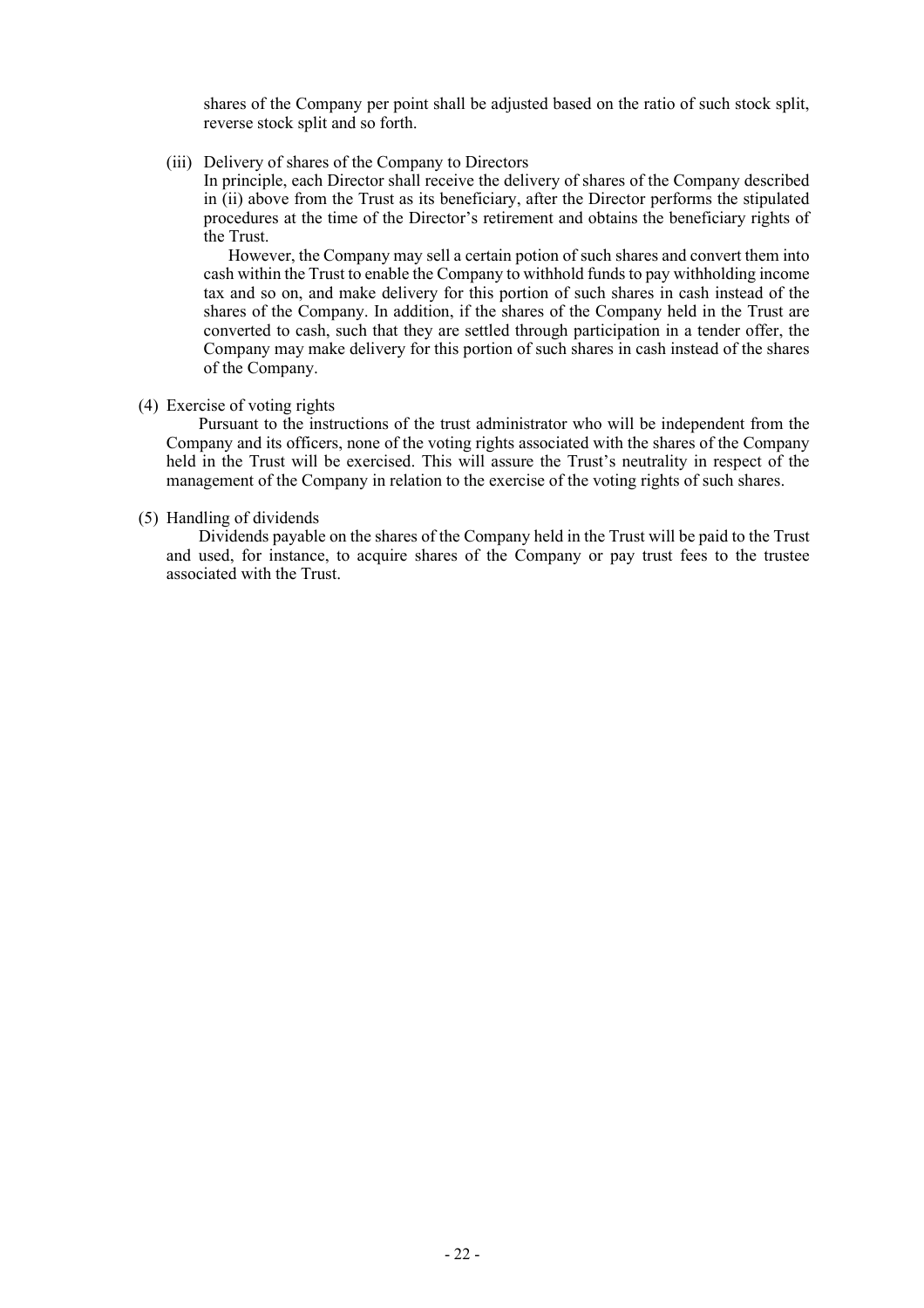shares of the Company per point shall be adjusted based on the ratio of such stock split, reverse stock split and so forth.

(iii) Delivery of shares of the Company to Directors

In principle, each Director shall receive the delivery of shares of the Company described in (ii) above from the Trust as its beneficiary, after the Director performs the stipulated procedures at the time of the Director's retirement and obtains the beneficiary rights of the Trust.

However, the Company may sell a certain potion of such shares and convert them into cash within the Trust to enable the Company to withhold funds to pay withholding income tax and so on, and make delivery for this portion of such shares in cash instead of the shares of the Company. In addition, if the shares of the Company held in the Trust are converted to cash, such that they are settled through participation in a tender offer, the Company may make delivery for this portion of such shares in cash instead of the shares of the Company.

(4) Exercise of voting rights

Pursuant to the instructions of the trust administrator who will be independent from the Company and its officers, none of the voting rights associated with the shares of the Company held in the Trust will be exercised. This will assure the Trust's neutrality in respect of the management of the Company in relation to the exercise of the voting rights of such shares.

(5) Handling of dividends

Dividends payable on the shares of the Company held in the Trust will be paid to the Trust and used, for instance, to acquire shares of the Company or pay trust fees to the trustee associated with the Trust.